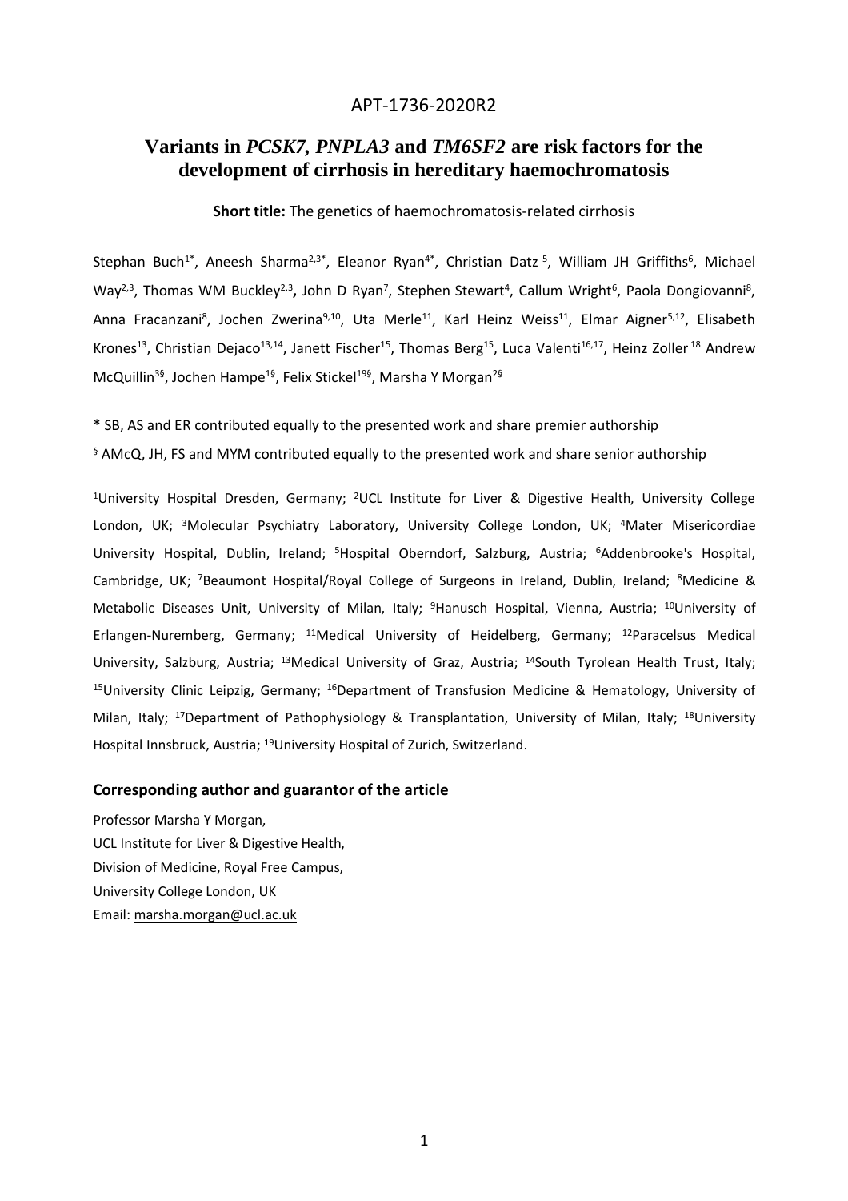APT-1736-2020R2

# Variants in *PCSK7, PNPLA3* and *TM6SF2* are risk factors for the development of cirrhosis in hereditary haemochromatosis

**Short title:** The genetics of haemochromatosis-related cirrhosis

Stephan Buch[1*], Aneesh Sharma[2,3*], Eleanor Ryan[4*], Christian Datz[5], William JH Griffiths[6], Michael Way[2,3], Thomas WM Buckley[2,3], John D Ryan[7], Stephen Stewart[4], Callum Wright[6], Paola Dongiovanni[8], Anna Fracanzani[8], Jochen Zwerina[9,10], Uta Merle[11], Karl Heinz Weiss[11], Elmar Aigner[5,12], Elisabeth Krones[13], Christian Dejaco[13,14], Janett Fischer[15], Thomas Berg[15], Luca Valenti[16,17], Heinz Zoller[18] Andrew McQuillin[3§], Jochen Hampe[1§], Felix Stickel[19§], Marsha Y Morgan[2§]

* SB, AS and ER contributed equally to the presented work and share premier authorship

§ AMcQ, JH, FS and MYM contributed equally to the presented work and share senior authorship

[1]University Hospital Dresden, Germany; [2]UCL Institute for Liver & Digestive Health, University College London, UK; [3]Molecular Psychiatry Laboratory, University College London, UK; [4]Mater Misericordiae University Hospital, Dublin, Ireland; [5]Hospital Oberndorf, Salzburg, Austria; [6]Addenbrooke's Hospital, Cambridge, UK; [7]Beaumont Hospital/Royal College of Surgeons in Ireland, Dublin, Ireland; [8]Medicine & Metabolic Diseases Unit, University of Milan, Italy; [9]Hanusch Hospital, Vienna, Austria; [10]University of Erlangen-Nuremberg, Germany; [11]Medical University of Heidelberg, Germany; [12]Paracelsus Medical University, Salzburg, Austria; [13]Medical University of Graz, Austria; [14]South Tyrolean Health Trust, Italy; [15]University Clinic Leipzig, Germany; [16]Department of Transfusion Medicine & Hematology, University of Milan, Italy; [17]Department of Pathophysiology & Transplantation, University of Milan, Italy; [18]University Hospital Innsbruck, Austria; [19]University Hospital of Zurich, Switzerland.

## Corresponding author and guarantor of the article

Professor Marsha Y Morgan,
UCL Institute for Liver & Digestive Health,
Division of Medicine, Royal Free Campus,
University College London, UK
Email: marsha.morgan@ucl.ac.uk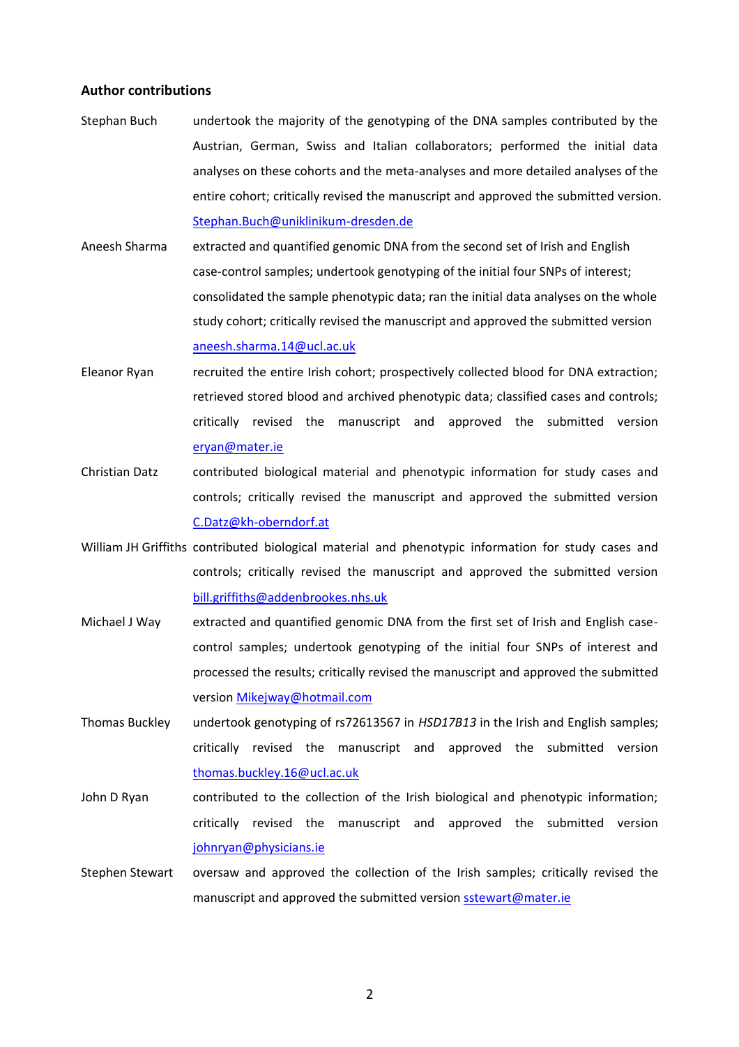**Author contributions**

Stephan Buch undertook the majority of the genotyping of the DNA samples contributed by the Austrian, German, Swiss and Italian collaborators; performed the initial data analyses on these cohorts and the meta-analyses and more detailed analyses of the entire cohort; critically revised the manuscript and approved the submitted version. Stephan.Buch@uniklinikum-dresden.de

Aneesh Sharma extracted and quantified genomic DNA from the second set of Irish and English case-control samples; undertook genotyping of the initial four SNPs of interest; consolidated the sample phenotypic data; ran the initial data analyses on the whole study cohort; critically revised the manuscript and approved the submitted version aneesh.sharma.14@ucl.ac.uk

Eleanor Ryan recruited the entire Irish cohort; prospectively collected blood for DNA extraction; retrieved stored blood and archived phenotypic data; classified cases and controls; critically revised the manuscript and approved the submitted version eryan@mater.ie

Christian Datz contributed biological material and phenotypic information for study cases and controls; critically revised the manuscript and approved the submitted version C.Datz@kh-oberndorf.at

William JH Griffiths contributed biological material and phenotypic information for study cases and controls; critically revised the manuscript and approved the submitted version bill.griffiths@addenbrookes.nhs.uk

Michael J Way extracted and quantified genomic DNA from the first set of Irish and English case-control samples; undertook genotyping of the initial four SNPs of interest and processed the results; critically revised the manuscript and approved the submitted version Mikejway@hotmail.com

Thomas Buckley undertook genotyping of rs72613567 in *HSD17B13* in the Irish and English samples; critically revised the manuscript and approved the submitted version thomas.buckley.16@ucl.ac.uk

John D Ryan contributed to the collection of the Irish biological and phenotypic information; critically revised the manuscript and approved the submitted version johnryan@physicians.ie

Stephen Stewart oversaw and approved the collection of the Irish samples; critically revised the manuscript and approved the submitted version sstewart@mater.ie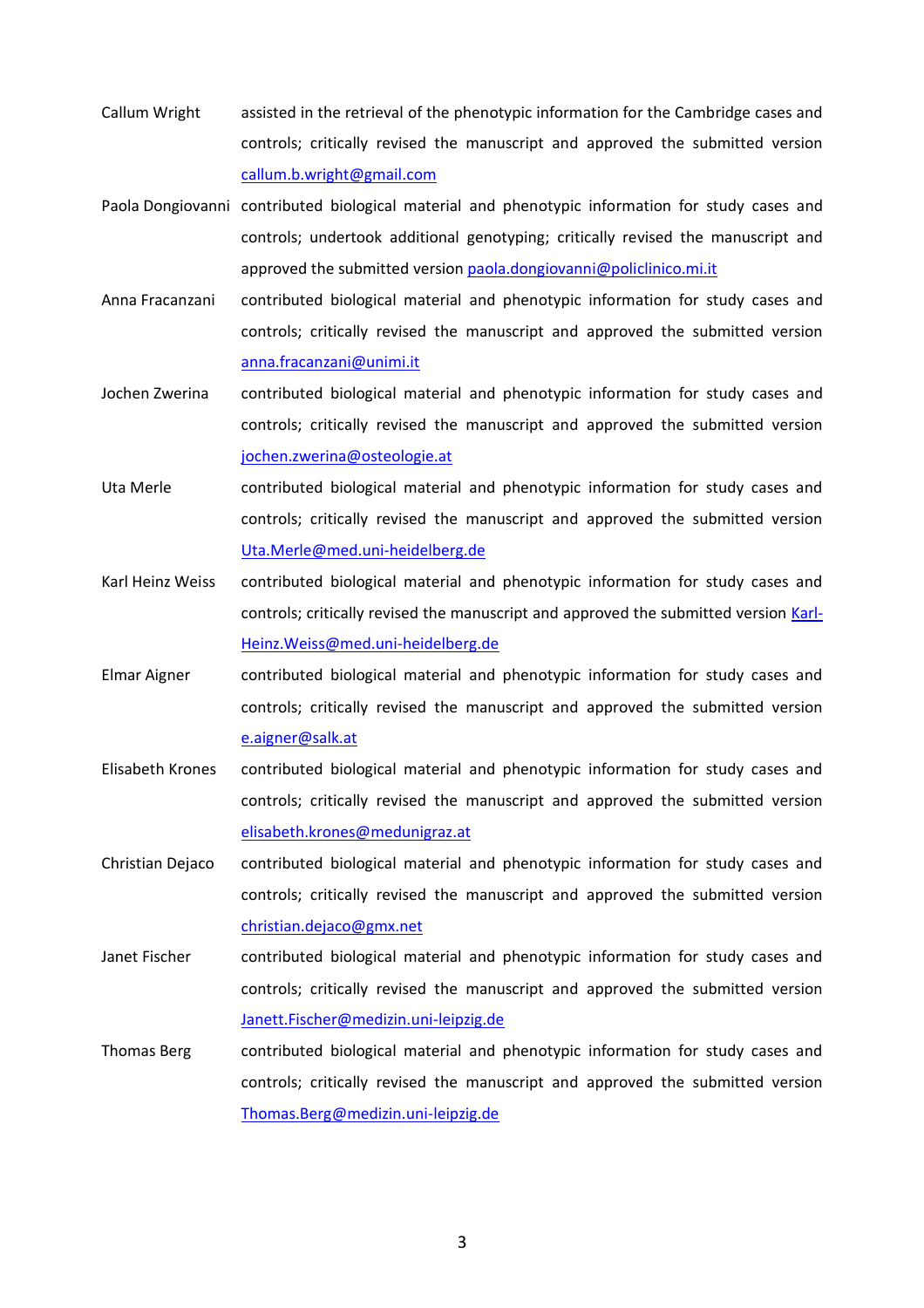Callum Wright assisted in the retrieval of the phenotypic information for the Cambridge cases and controls; critically revised the manuscript and approved the submitted version callum.b.wright@gmail.com

Paola Dongiovanni contributed biological material and phenotypic information for study cases and controls; undertook additional genotyping; critically revised the manuscript and approved the submitted version paola.dongiovanni@policlinico.mi.it

Anna Fracanzani contributed biological material and phenotypic information for study cases and controls; critically revised the manuscript and approved the submitted version anna.fracanzani@unimi.it

Jochen Zwerina contributed biological material and phenotypic information for study cases and controls; critically revised the manuscript and approved the submitted version jochen.zwerina@osteologie.at

Uta Merle contributed biological material and phenotypic information for study cases and controls; critically revised the manuscript and approved the submitted version Uta.Merle@med.uni-heidelberg.de

Karl Heinz Weiss contributed biological material and phenotypic information for study cases and controls; critically revised the manuscript and approved the submitted version Karl-Heinz.Weiss@med.uni-heidelberg.de

Elmar Aigner contributed biological material and phenotypic information for study cases and controls; critically revised the manuscript and approved the submitted version e.aigner@salk.at

Elisabeth Krones contributed biological material and phenotypic information for study cases and controls; critically revised the manuscript and approved the submitted version elisabeth.krones@medunigraz.at

Christian Dejaco contributed biological material and phenotypic information for study cases and controls; critically revised the manuscript and approved the submitted version christian.dejaco@gmx.net

Janet Fischer contributed biological material and phenotypic information for study cases and controls; critically revised the manuscript and approved the submitted version Janett.Fischer@medizin.uni-leipzig.de

Thomas Berg contributed biological material and phenotypic information for study cases and controls; critically revised the manuscript and approved the submitted version Thomas.Berg@medizin.uni-leipzig.de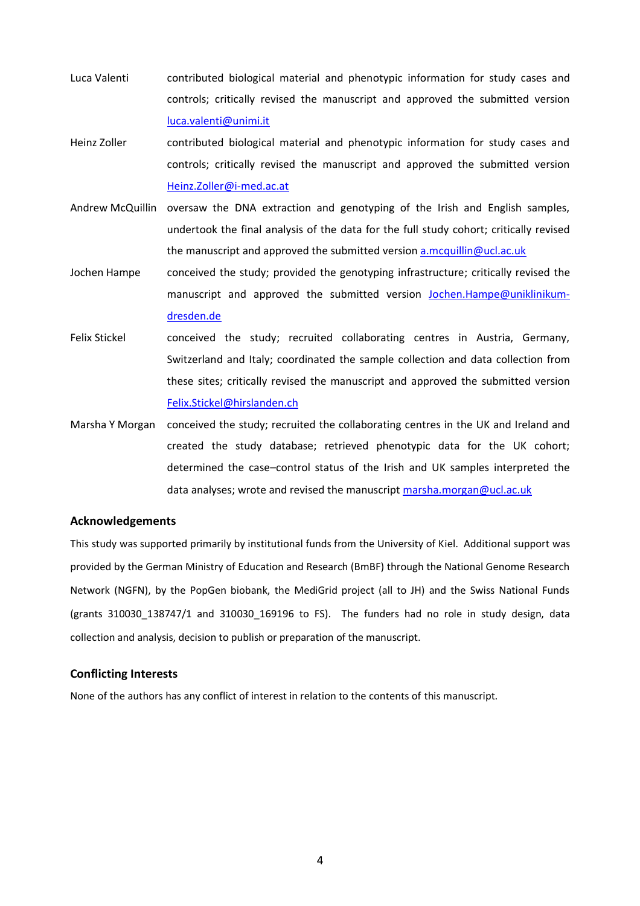Luca Valenti contributed biological material and phenotypic information for study cases and controls; critically revised the manuscript and approved the submitted version luca.valenti@unimi.it

Heinz Zoller contributed biological material and phenotypic information for study cases and controls; critically revised the manuscript and approved the submitted version Heinz.Zoller@i-med.ac.at

Andrew McQuillin oversaw the DNA extraction and genotyping of the Irish and English samples, undertook the final analysis of the data for the full study cohort; critically revised the manuscript and approved the submitted version a.mcquillin@ucl.ac.uk

Jochen Hampe conceived the study; provided the genotyping infrastructure; critically revised the manuscript and approved the submitted version Jochen.Hampe@uniklinikum-dresden.de

Felix Stickel conceived the study; recruited collaborating centres in Austria, Germany, Switzerland and Italy; coordinated the sample collection and data collection from these sites; critically revised the manuscript and approved the submitted version Felix.Stickel@hirslanden.ch

Marsha Y Morgan conceived the study; recruited the collaborating centres in the UK and Ireland and created the study database; retrieved phenotypic data for the UK cohort; determined the case–control status of the Irish and UK samples interpreted the data analyses; wrote and revised the manuscript marsha.morgan@ucl.ac.uk

## Acknowledgements

This study was supported primarily by institutional funds from the University of Kiel. Additional support was provided by the German Ministry of Education and Research (BmBF) through the National Genome Research Network (NGFN), by the PopGen biobank, the MediGrid project (all to JH) and the Swiss National Funds (grants 310030_138747/1 and 310030_169196 to FS). The funders had no role in study design, data collection and analysis, decision to publish or preparation of the manuscript.

## Conflicting Interests

None of the authors has any conflict of interest in relation to the contents of this manuscript.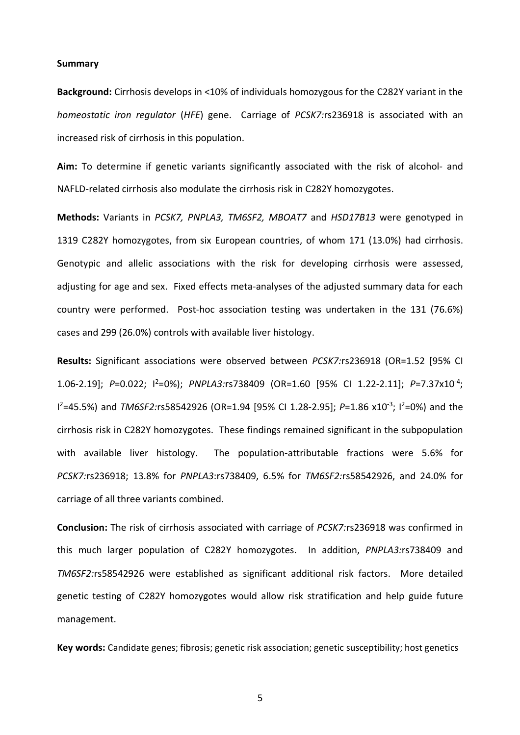**Summary**

**Background:** Cirrhosis develops in <10% of individuals homozygous for the C282Y variant in the *homeostatic iron regulator* (*HFE*) gene. Carriage of *PCSK7:*rs236918 is associated with an increased risk of cirrhosis in this population.

**Aim:** To determine if genetic variants significantly associated with the risk of alcohol- and NAFLD-related cirrhosis also modulate the cirrhosis risk in C282Y homozygotes.

**Methods:** Variants in *PCSK7, PNPLA3, TM6SF2, MBOAT7* and *HSD17B13* were genotyped in 1319 C282Y homozygotes, from six European countries, of whom 171 (13.0%) had cirrhosis. Genotypic and allelic associations with the risk for developing cirrhosis were assessed, adjusting for age and sex. Fixed effects meta-analyses of the adjusted summary data for each country were performed. Post-hoc association testing was undertaken in the 131 (76.6%) cases and 299 (26.0%) controls with available liver histology.

**Results:** Significant associations were observed between *PCSK7:*rs236918 (OR=1.52 [95% CI 1.06-2.19]; *P*=0.022; $I^2$=0%); *PNPLA3:*rs738409 (OR=1.60 [95% CI 1.22-2.11]; *P*=7.37x$10^{-4}$; $I^2$=45.5%) and *TM6SF2:*rs58542926 (OR=1.94 [95% CI 1.28-2.95]; *P*=1.86 x$10^{-3}$; $I^2$=0%) and the cirrhosis risk in C282Y homozygotes. These findings remained significant in the subpopulation with available liver histology. The population-attributable fractions were 5.6% for *PCSK7:*rs236918; 13.8% for *PNPLA3*:rs738409, 6.5% for *TM6SF2:*rs58542926, and 24.0% for carriage of all three variants combined.

**Conclusion:** The risk of cirrhosis associated with carriage of *PCSK7:*rs236918 was confirmed in this much larger population of C282Y homozygotes. In addition, *PNPLA3:*rs738409 and *TM6SF2:*rs58542926 were established as significant additional risk factors. More detailed genetic testing of C282Y homozygotes would allow risk stratification and help guide future management.

**Key words:** Candidate genes; fibrosis; genetic risk association; genetic susceptibility; host genetics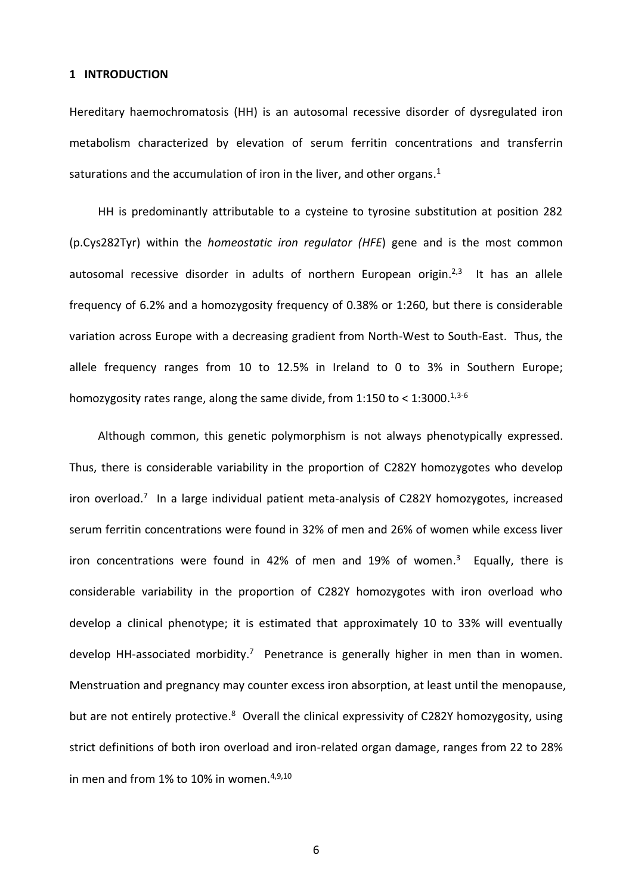## 1 INTRODUCTION

Hereditary haemochromatosis (HH) is an autosomal recessive disorder of dysregulated iron metabolism characterized by elevation of serum ferritin concentrations and transferrin saturations and the accumulation of iron in the liver, and other organs.[1]

HH is predominantly attributable to a cysteine to tyrosine substitution at position 282 (p.Cys282Tyr) within the *homeostatic iron regulator (HFE*) gene and is the most common autosomal recessive disorder in adults of northern European origin.[2,3] It has an allele frequency of 6.2% and a homozygosity frequency of 0.38% or 1:260, but there is considerable variation across Europe with a decreasing gradient from North-West to South-East. Thus, the allele frequency ranges from 10 to 12.5% in Ireland to 0 to 3% in Southern Europe; homozygosity rates range, along the same divide, from 1:150 to < 1:3000.[1,3-6]

Although common, this genetic polymorphism is not always phenotypically expressed. Thus, there is considerable variability in the proportion of C282Y homozygotes who develop iron overload.[7] In a large individual patient meta-analysis of C282Y homozygotes, increased serum ferritin concentrations were found in 32% of men and 26% of women while excess liver iron concentrations were found in 42% of men and 19% of women.[3] Equally, there is considerable variability in the proportion of C282Y homozygotes with iron overload who develop a clinical phenotype; it is estimated that approximately 10 to 33% will eventually develop HH-associated morbidity.[7] Penetrance is generally higher in men than in women. Menstruation and pregnancy may counter excess iron absorption, at least until the menopause, but are not entirely protective.[8] Overall the clinical expressivity of C282Y homozygosity, using strict definitions of both iron overload and iron-related organ damage, ranges from 22 to 28% in men and from 1% to 10% in women.[4,9,10]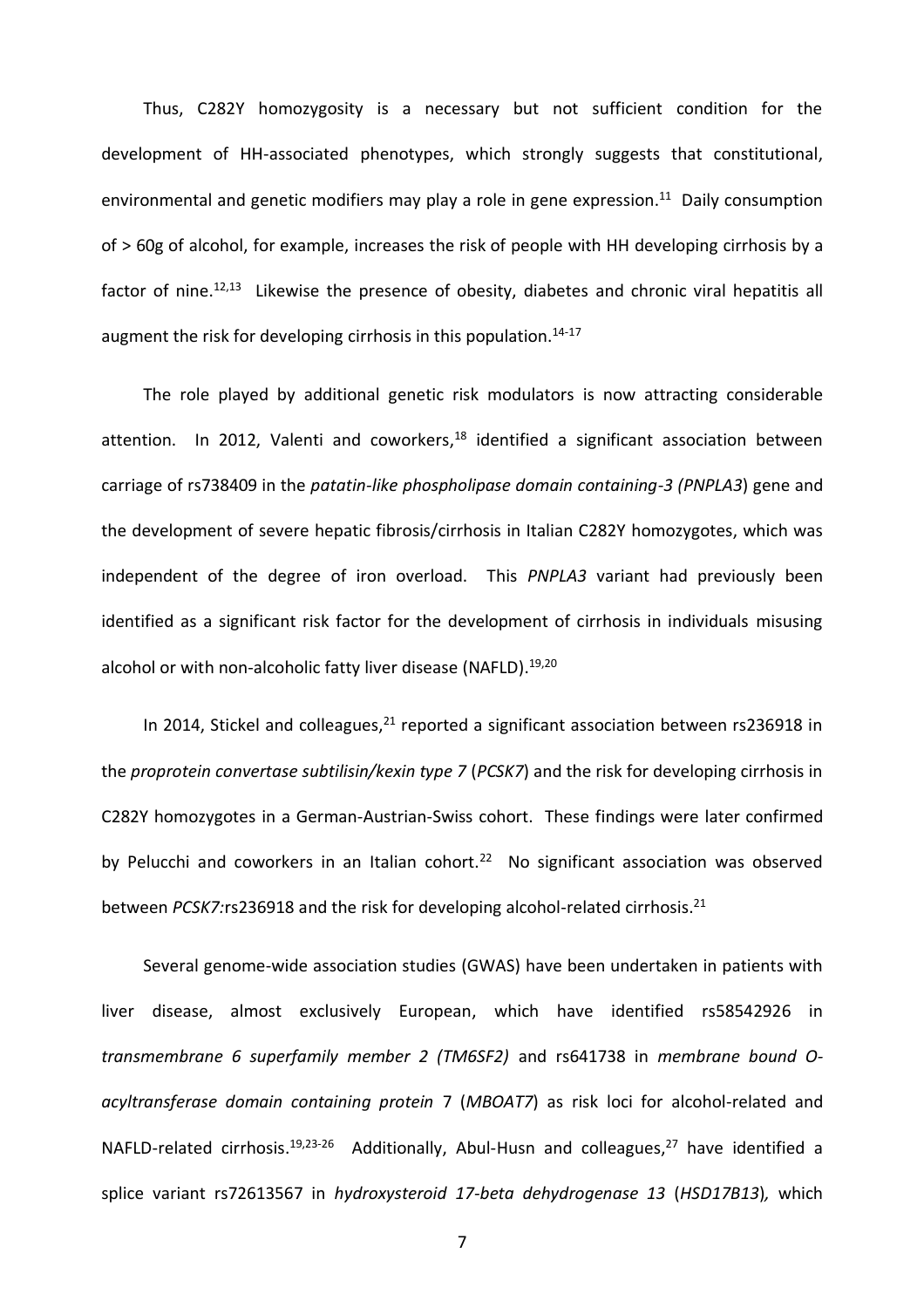Thus, C282Y homozygosity is a necessary but not sufficient condition for the development of HH-associated phenotypes, which strongly suggests that constitutional, environmental and genetic modifiers may play a role in gene expression.[11] Daily consumption of > 60g of alcohol, for example, increases the risk of people with HH developing cirrhosis by a factor of nine.[12,13] Likewise the presence of obesity, diabetes and chronic viral hepatitis all augment the risk for developing cirrhosis in this population.[14-17]

The role played by additional genetic risk modulators is now attracting considerable attention. In 2012, Valenti and coworkers,[18] identified a significant association between carriage of rs738409 in the *patatin-like phospholipase domain containing-3 (PNPLA3*) gene and the development of severe hepatic fibrosis/cirrhosis in Italian C282Y homozygotes, which was independent of the degree of iron overload. This *PNPLA3* variant had previously been identified as a significant risk factor for the development of cirrhosis in individuals misusing alcohol or with non-alcoholic fatty liver disease (NAFLD).[19,20]

In 2014, Stickel and colleagues,[21] reported a significant association between rs236918 in the *proprotein convertase subtilisin/kexin type 7* (*PCSK7*) and the risk for developing cirrhosis in C282Y homozygotes in a German-Austrian-Swiss cohort. These findings were later confirmed by Pelucchi and coworkers in an Italian cohort.[22] No significant association was observed between *PCSK7:*rs236918 and the risk for developing alcohol-related cirrhosis.[21]

Several genome-wide association studies (GWAS) have been undertaken in patients with liver disease, almost exclusively European, which have identified rs58542926 in *transmembrane 6 superfamily member 2 (TM6SF2)* and rs641738 in *membrane bound O-acyltransferase domain containing protein* 7 (*MBOAT7*) as risk loci for alcohol-related and NAFLD-related cirrhosis.[19,23-26] Additionally, Abul-Husn and colleagues,[27] have identified a splice variant rs72613567 in *hydroxysteroid 17-beta dehydrogenase 13* (*HSD17B13*)*,* which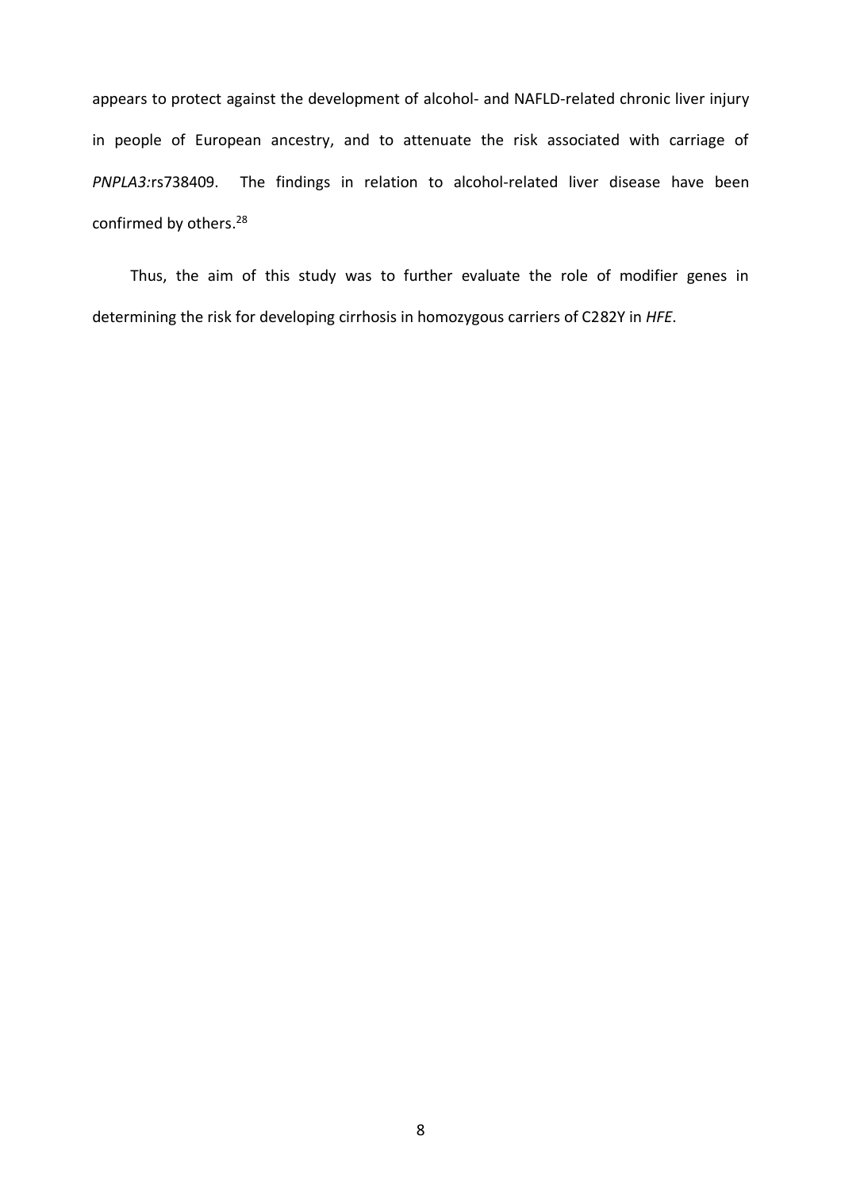appears to protect against the development of alcohol- and NAFLD-related chronic liver injury in people of European ancestry, and to attenuate the risk associated with carriage of *PNPLA3:*rs738409. The findings in relation to alcohol-related liver disease have been confirmed by others.[28]

Thus, the aim of this study was to further evaluate the role of modifier genes in determining the risk for developing cirrhosis in homozygous carriers of C282Y in *HFE*.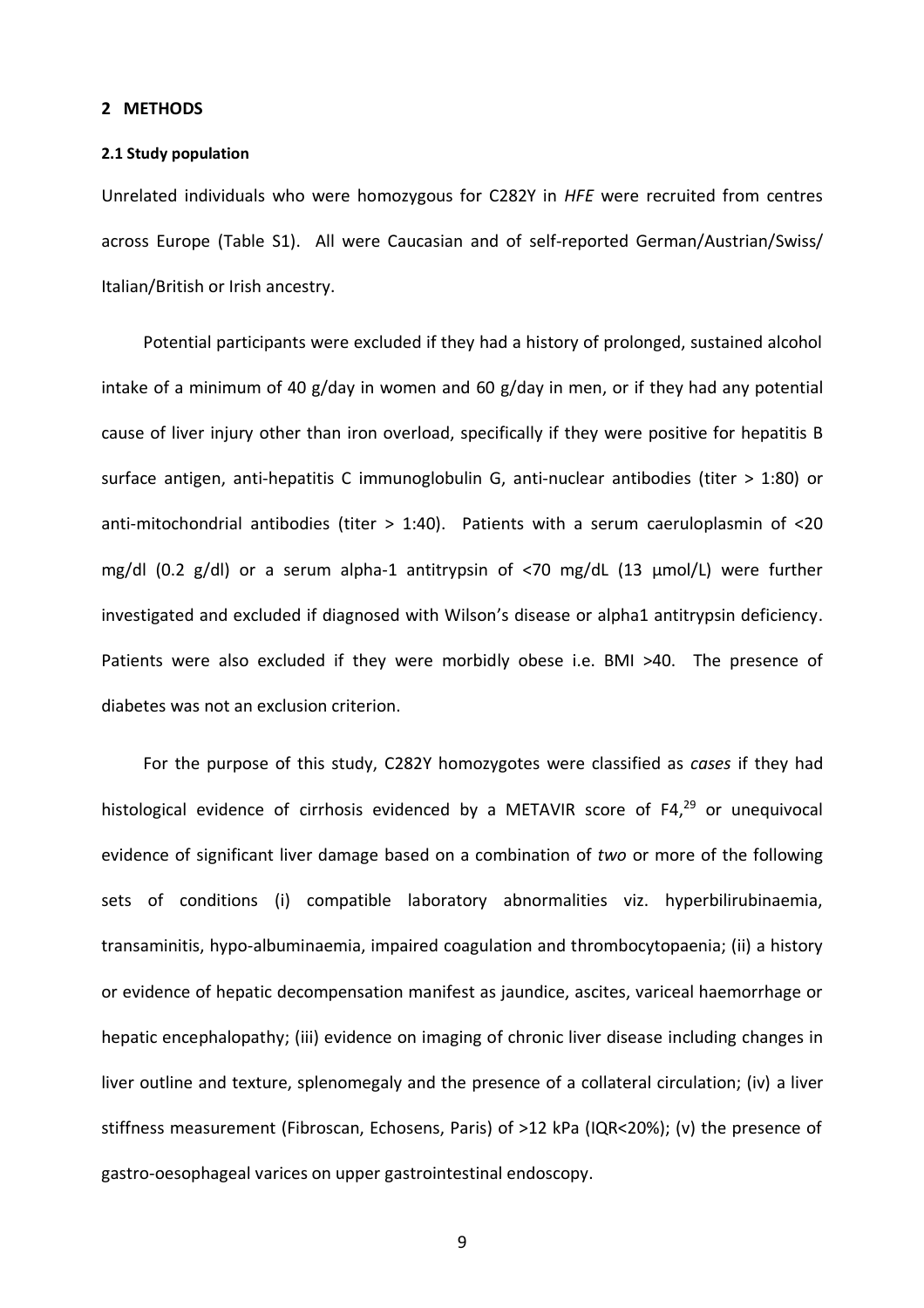## 2 METHODS

### 2.1 Study population

Unrelated individuals who were homozygous for C282Y in *HFE* were recruited from centres across Europe (Table S1). All were Caucasian and of self-reported German/Austrian/Swiss/ Italian/British or Irish ancestry.

Potential participants were excluded if they had a history of prolonged, sustained alcohol intake of a minimum of 40 g/day in women and 60 g/day in men, or if they had any potential cause of liver injury other than iron overload, specifically if they were positive for hepatitis B surface antigen, anti-hepatitis C immunoglobulin G, anti-nuclear antibodies (titer > 1:80) or anti-mitochondrial antibodies (titer > 1:40). Patients with a serum caeruloplasmin of <20 mg/dl (0.2 g/dl) or a serum alpha-1 antitrypsin of <70 mg/dL (13 μmol/L) were further investigated and excluded if diagnosed with Wilson's disease or alpha1 antitrypsin deficiency. Patients were also excluded if they were morbidly obese i.e. BMI >40. The presence of diabetes was not an exclusion criterion.

For the purpose of this study, C282Y homozygotes were classified as *cases* if they had histological evidence of cirrhosis evidenced by a METAVIR score of F4,[29] or unequivocal evidence of significant liver damage based on a combination of *two* or more of the following sets of conditions (i) compatible laboratory abnormalities viz. hyperbilirubinaemia, transaminitis, hypo-albuminaemia, impaired coagulation and thrombocytopaenia; (ii) a history or evidence of hepatic decompensation manifest as jaundice, ascites, variceal haemorrhage or hepatic encephalopathy; (iii) evidence on imaging of chronic liver disease including changes in liver outline and texture, splenomegaly and the presence of a collateral circulation; (iv) a liver stiffness measurement (Fibroscan, Echosens, Paris) of >12 kPa (IQR<20%); (v) the presence of gastro-oesophageal varices on upper gastrointestinal endoscopy.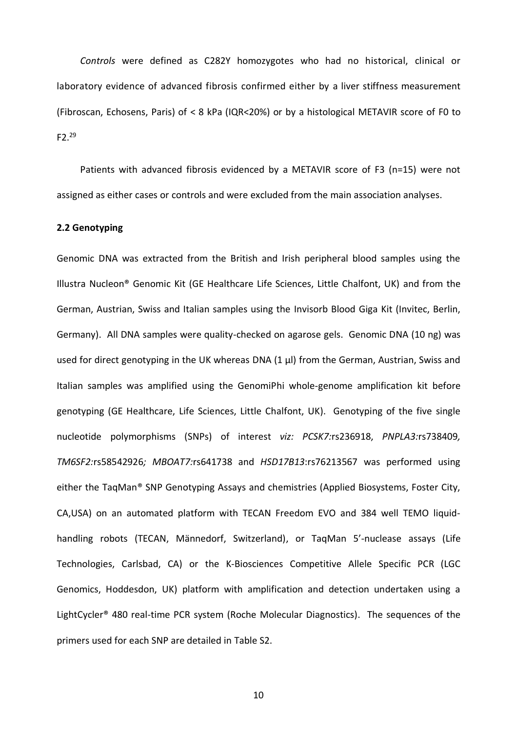*Controls* were defined as C282Y homozygotes who had no historical, clinical or laboratory evidence of advanced fibrosis confirmed either by a liver stiffness measurement (Fibroscan, Echosens, Paris) of < 8 kPa (IQR<20%) or by a histological METAVIR score of F0 to F2.[29]

Patients with advanced fibrosis evidenced by a METAVIR score of F3 (n=15) were not assigned as either cases or controls and were excluded from the main association analyses.

**2.2 Genotyping**

Genomic DNA was extracted from the British and Irish peripheral blood samples using the Illustra Nucleon® Genomic Kit (GE Healthcare Life Sciences, Little Chalfont, UK) and from the German, Austrian, Swiss and Italian samples using the Invisorb Blood Giga Kit (Invitec, Berlin, Germany). All DNA samples were quality-checked on agarose gels. Genomic DNA (10 ng) was used for direct genotyping in the UK whereas DNA (1 µl) from the German, Austrian, Swiss and Italian samples was amplified using the GenomiPhi whole-genome amplification kit before genotyping (GE Healthcare, Life Sciences, Little Chalfont, UK). Genotyping of the five single nucleotide polymorphisms (SNPs) of interest *viz: PCSK7:*rs236918, *PNPLA3:*rs738409*, TM6SF2:*rs58542926*; MBOAT7:*rs641738 and *HSD17B13*:rs76213567 was performed using either the TaqMan® SNP Genotyping Assays and chemistries (Applied Biosystems, Foster City, CA,USA) on an automated platform with TECAN Freedom EVO and 384 well TEMO liquid-handling robots (TECAN, Männedorf, Switzerland), or TaqMan 5'-nuclease assays (Life Technologies, Carlsbad, CA) or the K-Biosciences Competitive Allele Specific PCR (LGC Genomics, Hoddesdon, UK) platform with amplification and detection undertaken using a LightCycler® 480 real-time PCR system (Roche Molecular Diagnostics). The sequences of the primers used for each SNP are detailed in Table S2.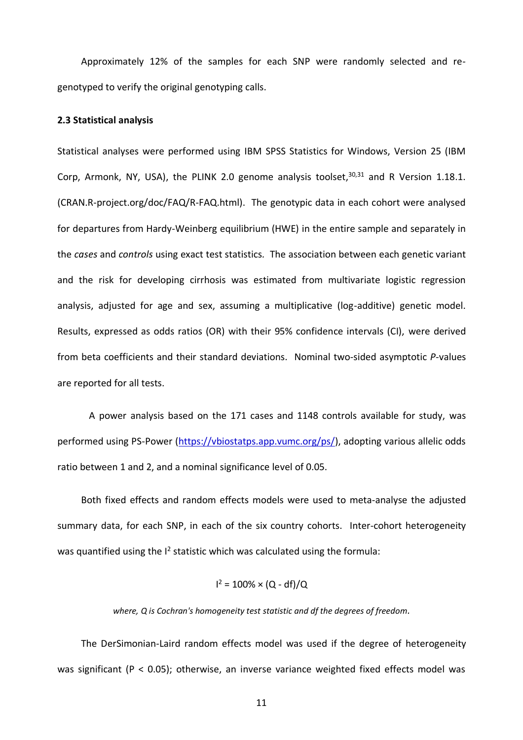Approximately 12% of the samples for each SNP were randomly selected and re-genotyped to verify the original genotyping calls.

### 2.3 Statistical analysis

Statistical analyses were performed using IBM SPSS Statistics for Windows, Version 25 (IBM Corp, Armonk, NY, USA), the PLINK 2.0 genome analysis toolset,[30,31] and R Version 1.18.1. (CRAN.R-project.org/doc/FAQ/R-FAQ.html). The genotypic data in each cohort were analysed for departures from Hardy-Weinberg equilibrium (HWE) in the entire sample and separately in the *cases* and *controls* using exact test statistics. The association between each genetic variant and the risk for developing cirrhosis was estimated from multivariate logistic regression analysis, adjusted for age and sex, assuming a multiplicative (log-additive) genetic model. Results, expressed as odds ratios (OR) with their 95% confidence intervals (CI), were derived from beta coefficients and their standard deviations. Nominal two-sided asymptotic *P*-values are reported for all tests.

A power analysis based on the 171 cases and 1148 controls available for study, was performed using PS-Power (https://vbiostatps.app.vumc.org/ps/), adopting various allelic odds ratio between 1 and 2, and a nominal significance level of 0.05.

Both fixed effects and random effects models were used to meta-analyse the adjusted summary data, for each SNP, in each of the six country cohorts. Inter-cohort heterogeneity was quantified using the $I^2$ statistic which was calculated using the formula:

$$I^2 = 100\% \times (Q - df)/Q$$

*where, Q is Cochran's homogeneity test statistic and df the degrees of freedom.*

The DerSimonian-Laird random effects model was used if the degree of heterogeneity was significant ($P < 0.05$); otherwise, an inverse variance weighted fixed effects model was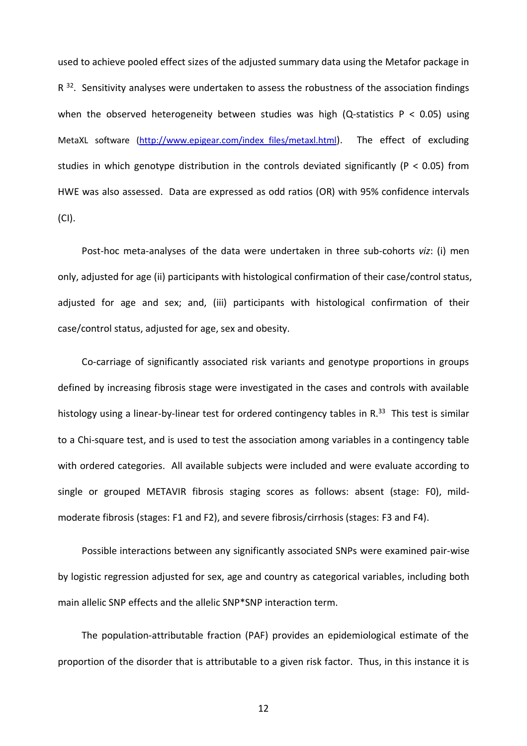used to achieve pooled effect sizes of the adjusted summary data using the Metafor package in R [32]. Sensitivity analyses were undertaken to assess the robustness of the association findings when the observed heterogeneity between studies was high (Q-statistics $P < 0.05$) using MetaXL software (http://www.epigear.com/index_files/metaxl.html). The effect of excluding studies in which genotype distribution in the controls deviated significantly ($P < 0.05$) from HWE was also assessed. Data are expressed as odd ratios (OR) with 95% confidence intervals (CI).

Post-hoc meta-analyses of the data were undertaken in three sub-cohorts *viz*: (i) men only, adjusted for age (ii) participants with histological confirmation of their case/control status, adjusted for age and sex; and, (iii) participants with histological confirmation of their case/control status, adjusted for age, sex and obesity.

Co-carriage of significantly associated risk variants and genotype proportions in groups defined by increasing fibrosis stage were investigated in the cases and controls with available histology using a linear-by-linear test for ordered contingency tables in R.[33] This test is similar to a Chi-square test, and is used to test the association among variables in a contingency table with ordered categories. All available subjects were included and were evaluate according to single or grouped METAVIR fibrosis staging scores as follows: absent (stage: F0), mild-moderate fibrosis (stages: F1 and F2), and severe fibrosis/cirrhosis (stages: F3 and F4).

Possible interactions between any significantly associated SNPs were examined pair-wise by logistic regression adjusted for sex, age and country as categorical variables, including both main allelic SNP effects and the allelic SNP*SNP interaction term.

The population-attributable fraction (PAF) provides an epidemiological estimate of the proportion of the disorder that is attributable to a given risk factor. Thus, in this instance it is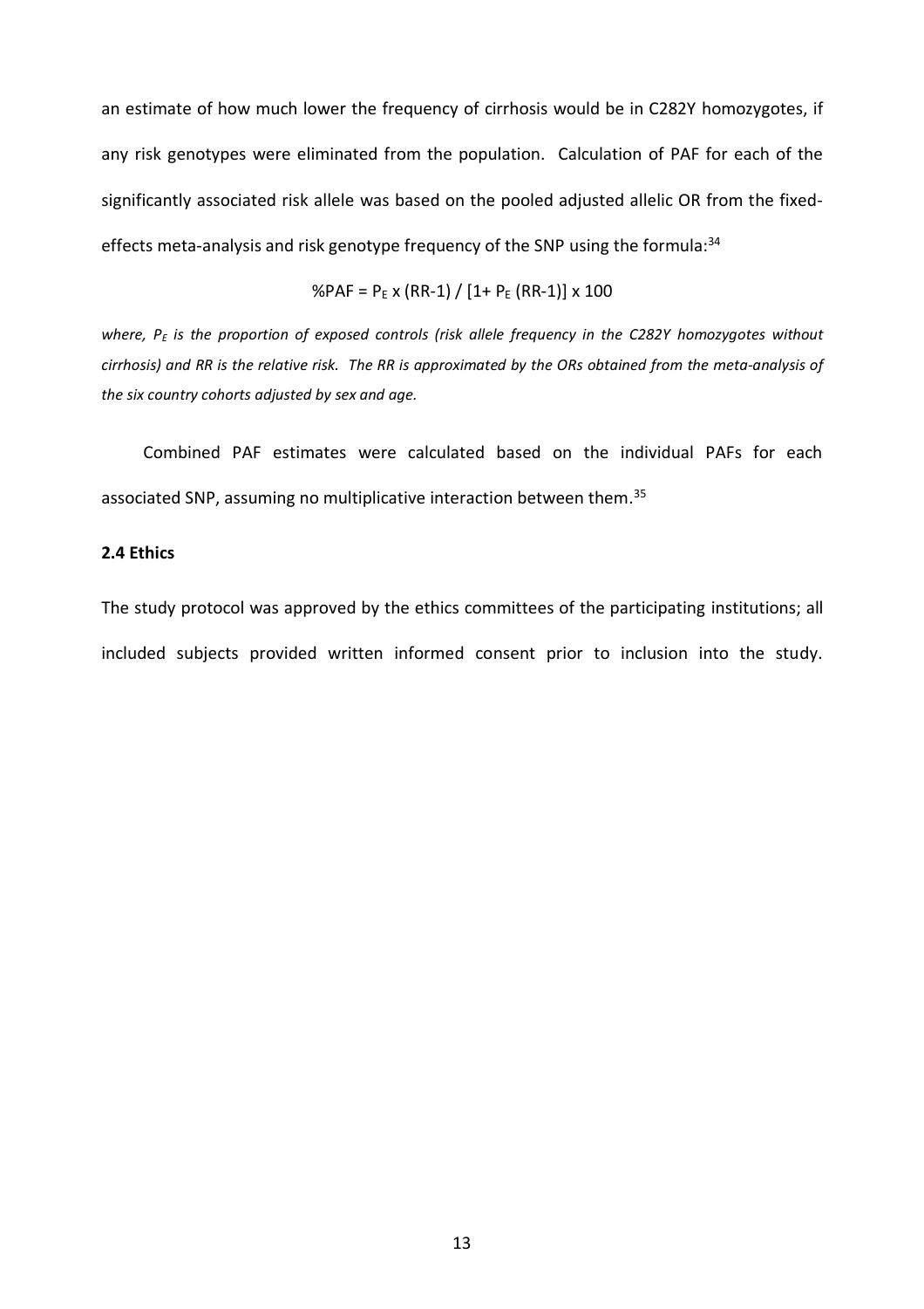an estimate of how much lower the frequency of cirrhosis would be in C282Y homozygotes, if any risk genotypes were eliminated from the population. Calculation of PAF for each of the significantly associated risk allele was based on the pooled adjusted allelic OR from the fixed-effects meta-analysis and risk genotype frequency of the SNP using the formula:[34]

$$\%PAF = P_E \times (RR-1) / [1+ P_E (RR-1)] \times 100$$

*where, $P_E$ is the proportion of exposed controls (risk allele frequency in the C282Y homozygotes without cirrhosis) and RR is the relative risk. The RR is approximated by the ORs obtained from the meta-analysis of the six country cohorts adjusted by sex and age.*

Combined PAF estimates were calculated based on the individual PAFs for each associated SNP, assuming no multiplicative interaction between them.[35]

### 2.4 Ethics

The study protocol was approved by the ethics committees of the participating institutions; all included subjects provided written informed consent prior to inclusion into the study.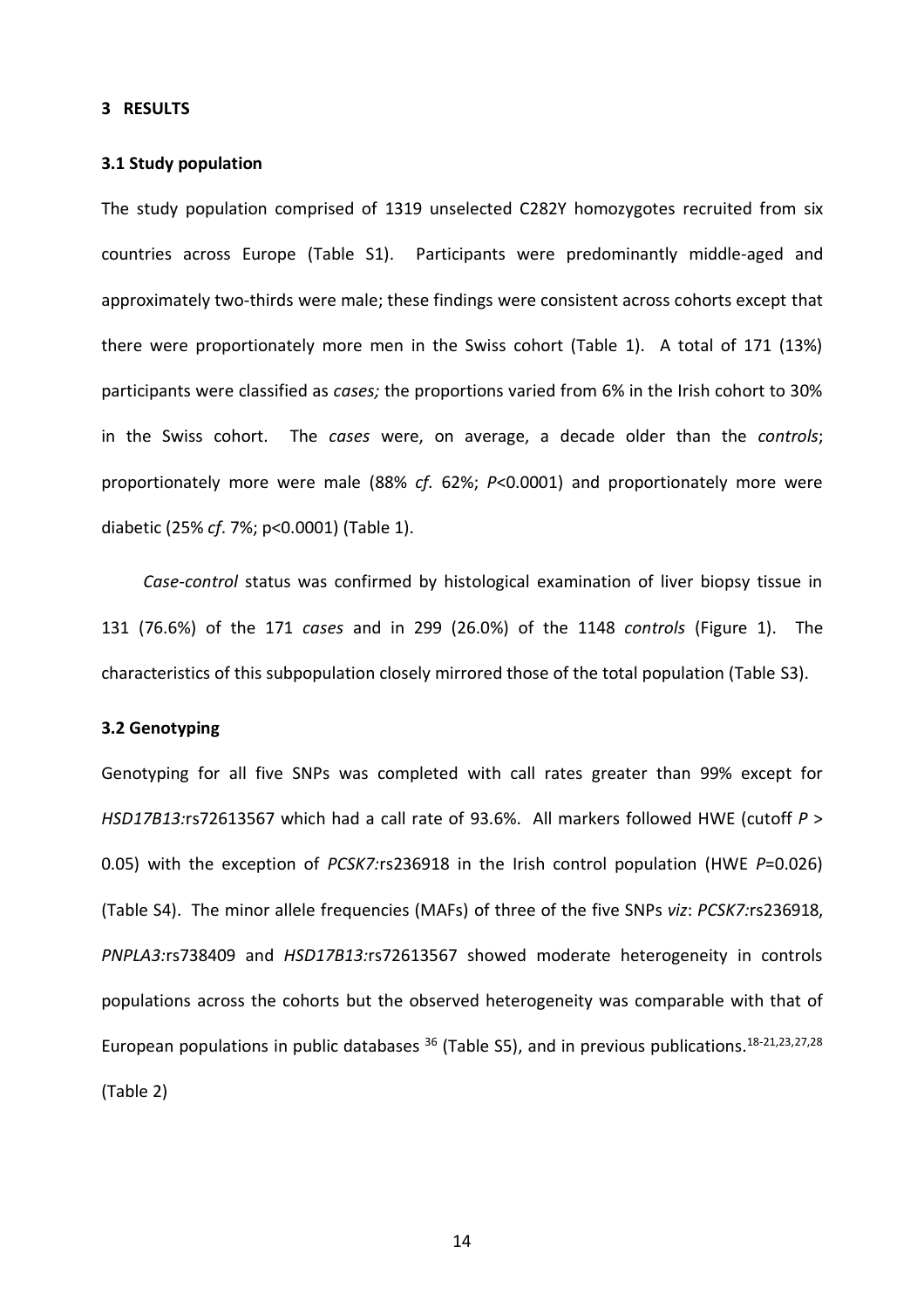# 3 RESULTS

## 3.1 Study population

The study population comprised of 1319 unselected C282Y homozygotes recruited from six countries across Europe (Table S1). Participants were predominantly middle-aged and approximately two-thirds were male; these findings were consistent across cohorts except that there were proportionately more men in the Swiss cohort (Table 1). A total of 171 (13%) participants were classified as *cases;* the proportions varied from 6% in the Irish cohort to 30% in the Swiss cohort. The *cases* were, on average, a decade older than the *controls*; proportionately more were male (88% *cf.* 62%; $P<0.0001$) and proportionately more were diabetic (25% *cf*. 7%; $p<0.0001$) (Table 1).

*Case-control* status was confirmed by histological examination of liver biopsy tissue in 131 (76.6%) of the 171 *cases* and in 299 (26.0%) of the 1148 *controls* (Figure 1). The characteristics of this subpopulation closely mirrored those of the total population (Table S3).

## 3.2 Genotyping

Genotyping for all five SNPs was completed with call rates greater than 99% except for *HSD17B13:*rs72613567 which had a call rate of 93.6%. All markers followed HWE (cutoff $P > 0.05$) with the exception of *PCSK7:*rs236918 in the Irish control population (HWE $P=0.026$) (Table S4). The minor allele frequencies (MAFs) of three of the five SNPs *viz*: *PCSK7:*rs236918, *PNPLA3:*rs738409 and *HSD17B13:*rs72613567 showed moderate heterogeneity in controls populations across the cohorts but the observed heterogeneity was comparable with that of European populations in public databases [36] (Table S5), and in previous publications.[18-21,23,27,28] (Table 2)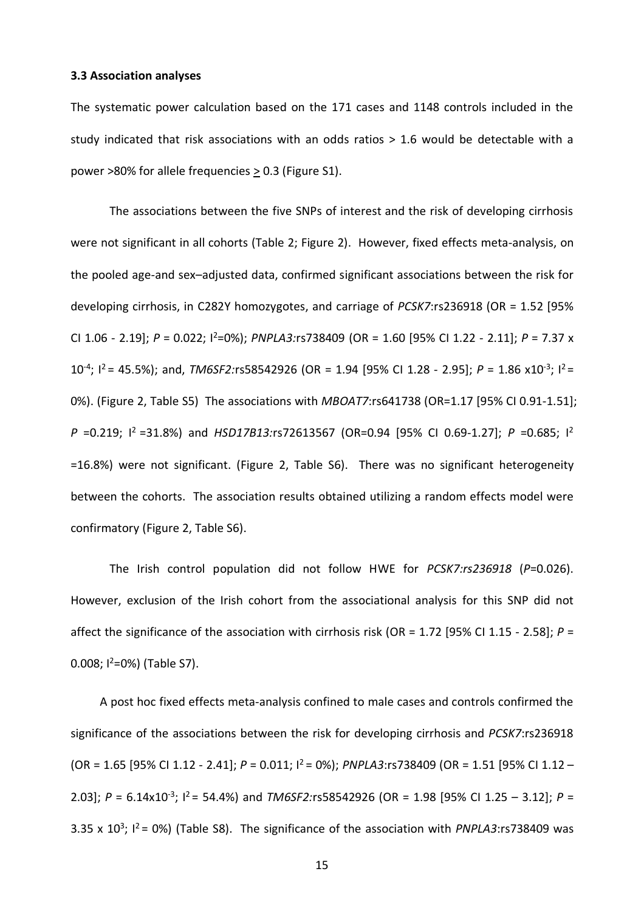### 3.3 Association analyses

The systematic power calculation based on the 171 cases and 1148 controls included in the study indicated that risk associations with an odds ratios > 1.6 would be detectable with a power >80% for allele frequencies $\geq$ 0.3 (Figure S1).

The associations between the five SNPs of interest and the risk of developing cirrhosis were not significant in all cohorts (Table 2; Figure 2). However, fixed effects meta-analysis, on the pooled age-and sex–adjusted data, confirmed significant associations between the risk for developing cirrhosis, in C282Y homozygotes, and carriage of *PCSK7*:rs236918 (OR = 1.52 [95% CI 1.06 - 2.19]; $P$ = 0.022; $I^2$=0%); *PNPLA3:*rs738409 (OR = 1.60 [95% CI 1.22 - 2.11]; $P = 7.37 \times 10^{-4}$; $I^2$ = 45.5%); and, *TM6SF2:*rs58542926 (OR = 1.94 [95% CI 1.28 - 2.95]; $P = 1.86 \times 10^{-3}$; $I^2$ = 0%). (Figure 2, Table S5) The associations with *MBOAT7*:rs641738 (OR=1.17 [95% CI 0.91-1.51]; $P$ =0.219; $I^2$ =31.8%) and *HSD17B13:*rs72613567 (OR=0.94 [95% CI 0.69-1.27]; $P$ =0.685; $I^2$ =16.8%) were not significant. (Figure 2, Table S6). There was no significant heterogeneity between the cohorts. The association results obtained utilizing a random effects model were confirmatory (Figure 2, Table S6).

The Irish control population did not follow HWE for *PCSK7:rs236918* ($P$=0.026). However, exclusion of the Irish cohort from the associational analysis for this SNP did not affect the significance of the association with cirrhosis risk (OR = 1.72 [95% CI 1.15 - 2.58]; $P$ = 0.008; $I^2$=0%) (Table S7).

A post hoc fixed effects meta-analysis confined to male cases and controls confirmed the significance of the associations between the risk for developing cirrhosis and *PCSK7*:rs236918 (OR = 1.65 [95% CI 1.12 - 2.41]; $P$ = 0.011; $I^2$ = 0%); *PNPLA3*:rs738409 (OR = 1.51 [95% CI 1.12 – 2.03]; $P = 6.14 \times 10^{-3}$; $I^2$ = 54.4%) and *TM6SF2:*rs58542926 (OR = 1.98 [95% CI 1.25 – 3.12]; $P = 3.35 \times 10^{3}$; $I^2$ = 0%) (Table S8). The significance of the association with *PNPLA3*:rs738409 was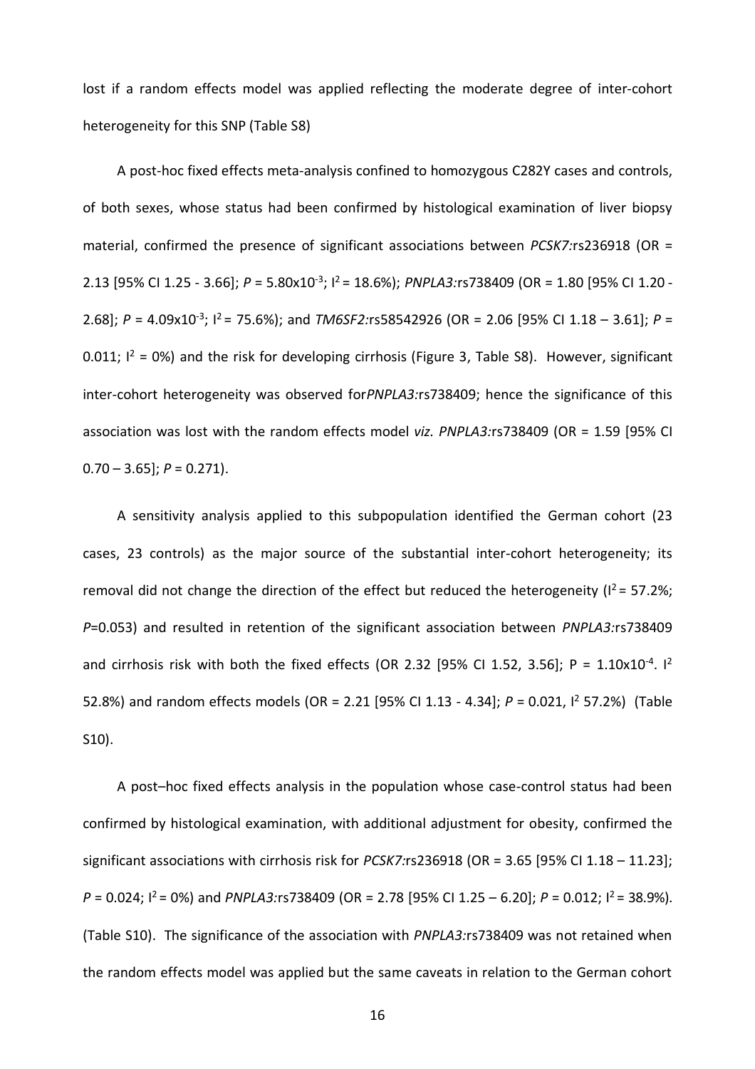lost if a random effects model was applied reflecting the moderate degree of inter-cohort heterogeneity for this SNP (Table S8)

A post-hoc fixed effects meta-analysis confined to homozygous C282Y cases and controls, of both sexes, whose status had been confirmed by histological examination of liver biopsy material, confirmed the presence of significant associations between *PCSK7:*rs236918 (OR = 2.13 [95% CI 1.25 - 3.66]; $P$ = 5.80x10$^{-3}$; I$^2$ = 18.6%); *PNPLA3:*rs738409 (OR = 1.80 [95% CI 1.20 - 2.68]; $P$ = 4.09x10$^{-3}$; I$^2$ = 75.6%); and *TM6SF2:*rs58542926 (OR = 2.06 [95% CI 1.18 – 3.61]; $P$ = 0.011; I$^2$ = 0%) and the risk for developing cirrhosis (Figure 3, Table S8). However, significant inter-cohort heterogeneity was observed for*PNPLA3:*rs738409; hence the significance of this association was lost with the random effects model *viz. PNPLA3:*rs738409 (OR = 1.59 [95% CI 0.70 – 3.65]; $P$ = 0.271).

A sensitivity analysis applied to this subpopulation identified the German cohort (23 cases, 23 controls) as the major source of the substantial inter-cohort heterogeneity; its removal did not change the direction of the effect but reduced the heterogeneity (I$^2$ = 57.2%; $P$=0.053) and resulted in retention of the significant association between *PNPLA3:*rs738409 and cirrhosis risk with both the fixed effects (OR 2.32 [95% CI 1.52, 3.56]; P = 1.10x10$^{-4}$. I$^2$ 52.8%) and random effects models (OR = 2.21 [95% CI 1.13 - 4.34]; $P$ = 0.021, I$^2$ 57.2%) (Table S10).

A post–hoc fixed effects analysis in the population whose case-control status had been confirmed by histological examination, with additional adjustment for obesity, confirmed the significant associations with cirrhosis risk for *PCSK7:*rs236918 (OR = 3.65 [95% CI 1.18 – 11.23]; $P$ = 0.024; I$^2$ = 0%) and *PNPLA3:*rs738409 (OR = 2.78 [95% CI 1.25 – 6.20]; $P$ = 0.012; I$^2$ = 38.9%). (Table S10). The significance of the association with *PNPLA3:*rs738409 was not retained when the random effects model was applied but the same caveats in relation to the German cohort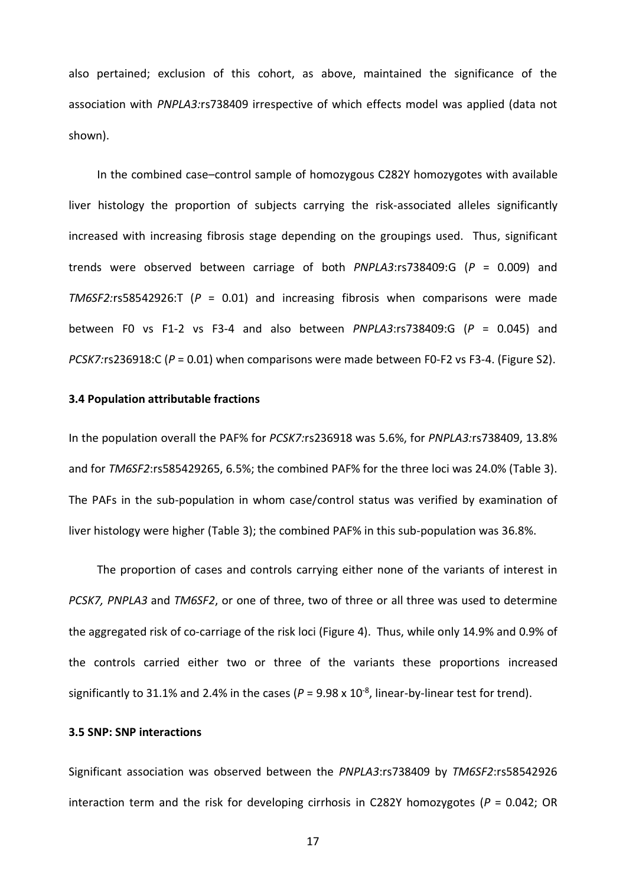also pertained; exclusion of this cohort, as above, maintained the significance of the association with *PNPLA3:*rs738409 irrespective of which effects model was applied (data not shown).

In the combined case–control sample of homozygous C282Y homozygotes with available liver histology the proportion of subjects carrying the risk-associated alleles significantly increased with increasing fibrosis stage depending on the groupings used. Thus, significant trends were observed between carriage of both *PNPLA3*:rs738409:G ($P$ = 0.009) and *TM6SF2:*rs58542926:T ($P$ = 0.01) and increasing fibrosis when comparisons were made between F0 vs F1-2 vs F3-4 and also between *PNPLA3*:rs738409:G ($P$ = 0.045) and *PCSK7:*rs236918:C ($P$ = 0.01) when comparisons were made between F0-F2 vs F3-4. (Figure S2).

### 3.4 Population attributable fractions

In the population overall the PAF% for *PCSK7:*rs236918 was 5.6%, for *PNPLA3:*rs738409, 13.8% and for *TM6SF2*:rs585429265, 6.5%; the combined PAF% for the three loci was 24.0% (Table 3). The PAFs in the sub-population in whom case/control status was verified by examination of liver histology were higher (Table 3); the combined PAF% in this sub-population was 36.8%.

The proportion of cases and controls carrying either none of the variants of interest in *PCSK7, PNPLA3* and *TM6SF2*, or one of three, two of three or all three was used to determine the aggregated risk of co-carriage of the risk loci (Figure 4). Thus, while only 14.9% and 0.9% of the controls carried either two or three of the variants these proportions increased significantly to 31.1% and 2.4% in the cases ($P = 9.98 \times 10^{-8}$, linear-by-linear test for trend).

### 3.5 SNP: SNP interactions

Significant association was observed between the *PNPLA3*:rs738409 by *TM6SF2*:rs58542926 interaction term and the risk for developing cirrhosis in C282Y homozygotes ($P$ = 0.042; OR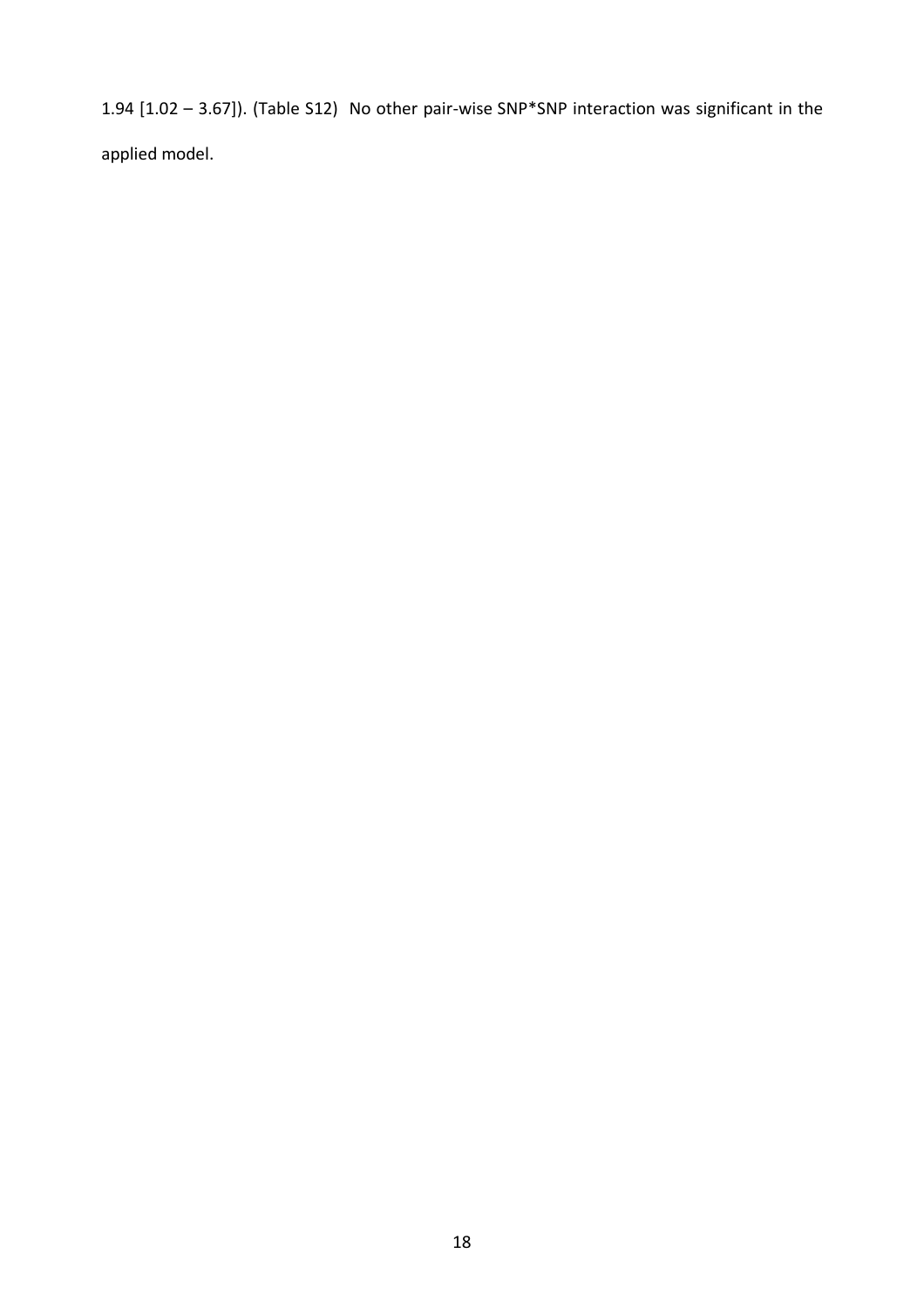1.94 [1.02 – 3.67]). (Table S12) No other pair-wise SNP*SNP interaction was significant in the applied model.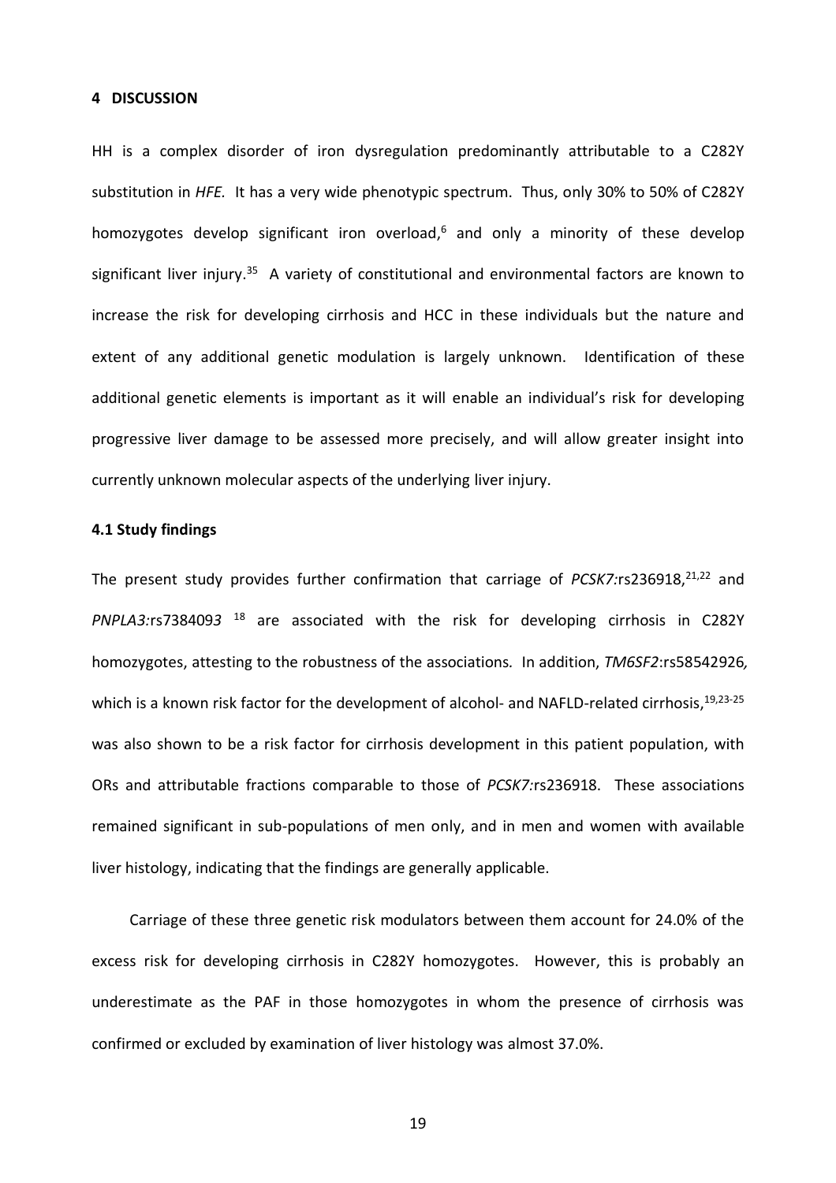## 4 DISCUSSION

HH is a complex disorder of iron dysregulation predominantly attributable to a C282Y substitution in *HFE.* It has a very wide phenotypic spectrum. Thus, only 30% to 50% of C282Y homozygotes develop significant iron overload,[6] and only a minority of these develop significant liver injury.[35] A variety of constitutional and environmental factors are known to increase the risk for developing cirrhosis and HCC in these individuals but the nature and extent of any additional genetic modulation is largely unknown. Identification of these additional genetic elements is important as it will enable an individual's risk for developing progressive liver damage to be assessed more precisely, and will allow greater insight into currently unknown molecular aspects of the underlying liver injury.

### 4.1 Study findings

The present study provides further confirmation that carriage of *PCSK7:*rs236918,[21,22] and *PNPLA3:*rs738409*3* [18] are associated with the risk for developing cirrhosis in C282Y homozygotes, attesting to the robustness of the associations. In addition, *TM6SF2*:rs58542926*,* which is a known risk factor for the development of alcohol- and NAFLD-related cirrhosis,[19,23-25] was also shown to be a risk factor for cirrhosis development in this patient population, with ORs and attributable fractions comparable to those of *PCSK7:*rs236918. These associations remained significant in sub-populations of men only, and in men and women with available liver histology, indicating that the findings are generally applicable.

Carriage of these three genetic risk modulators between them account for 24.0% of the excess risk for developing cirrhosis in C282Y homozygotes. However, this is probably an underestimate as the PAF in those homozygotes in whom the presence of cirrhosis was confirmed or excluded by examination of liver histology was almost 37.0%.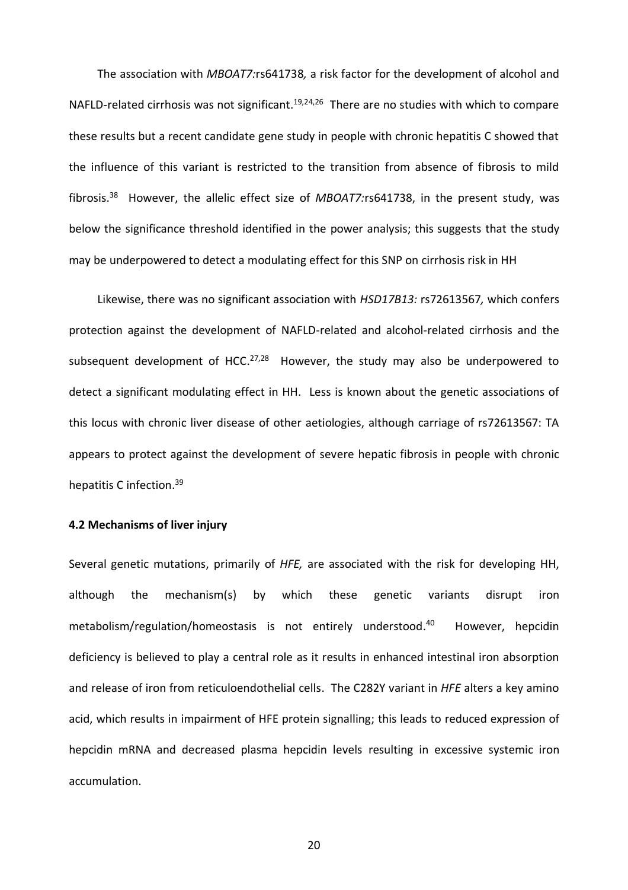The association with *MBOAT7:*rs641738*,* a risk factor for the development of alcohol and NAFLD-related cirrhosis was not significant.[19,24,26] There are no studies with which to compare these results but a recent candidate gene study in people with chronic hepatitis C showed that the influence of this variant is restricted to the transition from absence of fibrosis to mild fibrosis.[38] However, the allelic effect size of *MBOAT7:*rs641738, in the present study, was below the significance threshold identified in the power analysis; this suggests that the study may be underpowered to detect a modulating effect for this SNP on cirrhosis risk in HH

Likewise, there was no significant association with *HSD17B13:* rs72613567*,* which confers protection against the development of NAFLD-related and alcohol-related cirrhosis and the subsequent development of HCC.[27,28] However, the study may also be underpowered to detect a significant modulating effect in HH. Less is known about the genetic associations of this locus with chronic liver disease of other aetiologies, although carriage of rs72613567: TA appears to protect against the development of severe hepatic fibrosis in people with chronic hepatitis C infection.[39]

**4.2 Mechanisms of liver injury**

Several genetic mutations, primarily of *HFE,* are associated with the risk for developing HH, although the mechanism(s) by which these genetic variants disrupt iron metabolism/regulation/homeostasis is not entirely understood.[40] However, hepcidin deficiency is believed to play a central role as it results in enhanced intestinal iron absorption and release of iron from reticuloendothelial cells. The C282Y variant in *HFE* alters a key amino acid, which results in impairment of HFE protein signalling; this leads to reduced expression of hepcidin mRNA and decreased plasma hepcidin levels resulting in excessive systemic iron accumulation.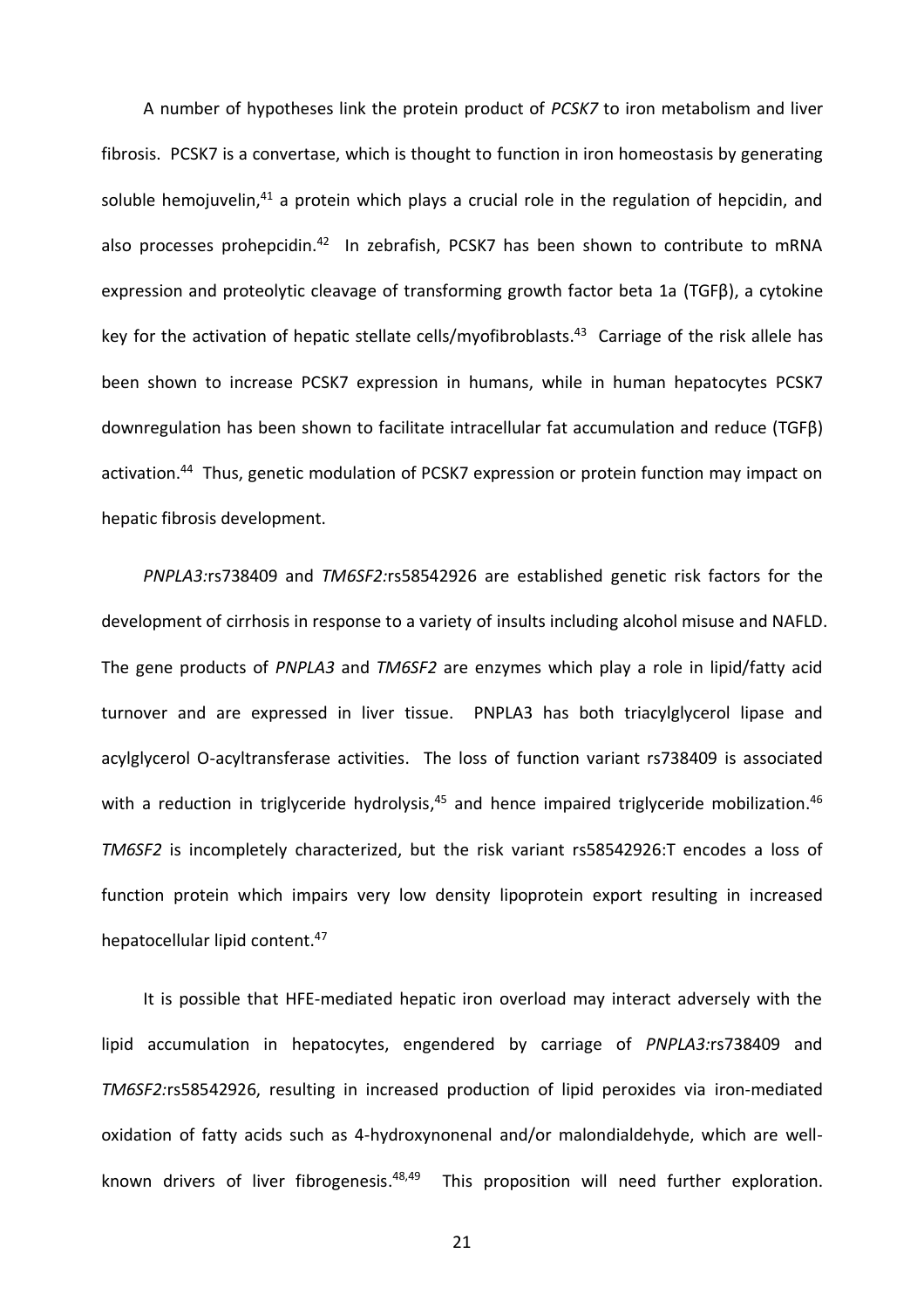A number of hypotheses link the protein product of *PCSK7* to iron metabolism and liver fibrosis. PCSK7 is a convertase, which is thought to function in iron homeostasis by generating soluble hemojuvelin,[41] a protein which plays a crucial role in the regulation of hepcidin, and also processes prohepcidin.[42] In zebrafish, PCSK7 has been shown to contribute to mRNA expression and proteolytic cleavage of transforming growth factor beta 1a (TGFβ), a cytokine key for the activation of hepatic stellate cells/myofibroblasts.[43] Carriage of the risk allele has been shown to increase PCSK7 expression in humans, while in human hepatocytes PCSK7 downregulation has been shown to facilitate intracellular fat accumulation and reduce (TGFβ) activation.[44] Thus, genetic modulation of PCSK7 expression or protein function may impact on hepatic fibrosis development.

*PNPLA3:*rs738409 and *TM6SF2:*rs58542926 are established genetic risk factors for the development of cirrhosis in response to a variety of insults including alcohol misuse and NAFLD. The gene products of *PNPLA3* and *TM6SF2* are enzymes which play a role in lipid/fatty acid turnover and are expressed in liver tissue. PNPLA3 has both triacylglycerol lipase and acylglycerol O-acyltransferase activities. The loss of function variant rs738409 is associated with a reduction in triglyceride hydrolysis,[45] and hence impaired triglyceride mobilization.[46] *TM6SF2* is incompletely characterized, but the risk variant rs58542926:T encodes a loss of function protein which impairs very low density lipoprotein export resulting in increased hepatocellular lipid content.[47]

It is possible that HFE-mediated hepatic iron overload may interact adversely with the lipid accumulation in hepatocytes, engendered by carriage of *PNPLA3:*rs738409 and *TM6SF2:*rs58542926, resulting in increased production of lipid peroxides via iron-mediated oxidation of fatty acids such as 4-hydroxynonenal and/or malondialdehyde, which are well-known drivers of liver fibrogenesis.[48,49] This proposition will need further exploration.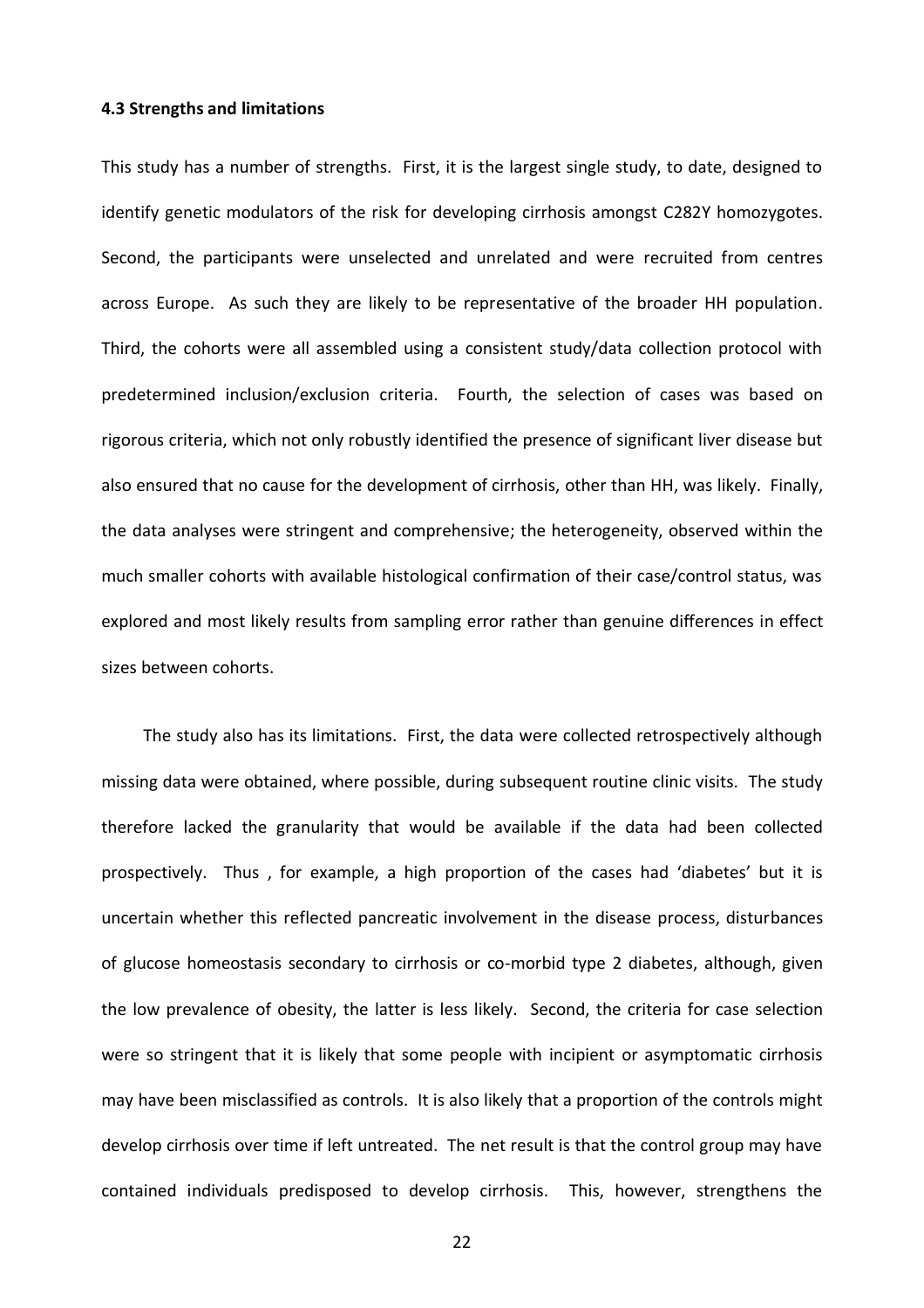### 4.3 Strengths and limitations

This study has a number of strengths. First, it is the largest single study, to date, designed to identify genetic modulators of the risk for developing cirrhosis amongst C282Y homozygotes. Second, the participants were unselected and unrelated and were recruited from centres across Europe. As such they are likely to be representative of the broader HH population. Third, the cohorts were all assembled using a consistent study/data collection protocol with predetermined inclusion/exclusion criteria. Fourth, the selection of cases was based on rigorous criteria, which not only robustly identified the presence of significant liver disease but also ensured that no cause for the development of cirrhosis, other than HH, was likely. Finally, the data analyses were stringent and comprehensive; the heterogeneity, observed within the much smaller cohorts with available histological confirmation of their case/control status, was explored and most likely results from sampling error rather than genuine differences in effect sizes between cohorts.

The study also has its limitations. First, the data were collected retrospectively although missing data were obtained, where possible, during subsequent routine clinic visits. The study therefore lacked the granularity that would be available if the data had been collected prospectively. Thus , for example, a high proportion of the cases had 'diabetes' but it is uncertain whether this reflected pancreatic involvement in the disease process, disturbances of glucose homeostasis secondary to cirrhosis or co-morbid type 2 diabetes, although, given the low prevalence of obesity, the latter is less likely. Second, the criteria for case selection were so stringent that it is likely that some people with incipient or asymptomatic cirrhosis may have been misclassified as controls. It is also likely that a proportion of the controls might develop cirrhosis over time if left untreated. The net result is that the control group may have contained individuals predisposed to develop cirrhosis. This, however, strengthens the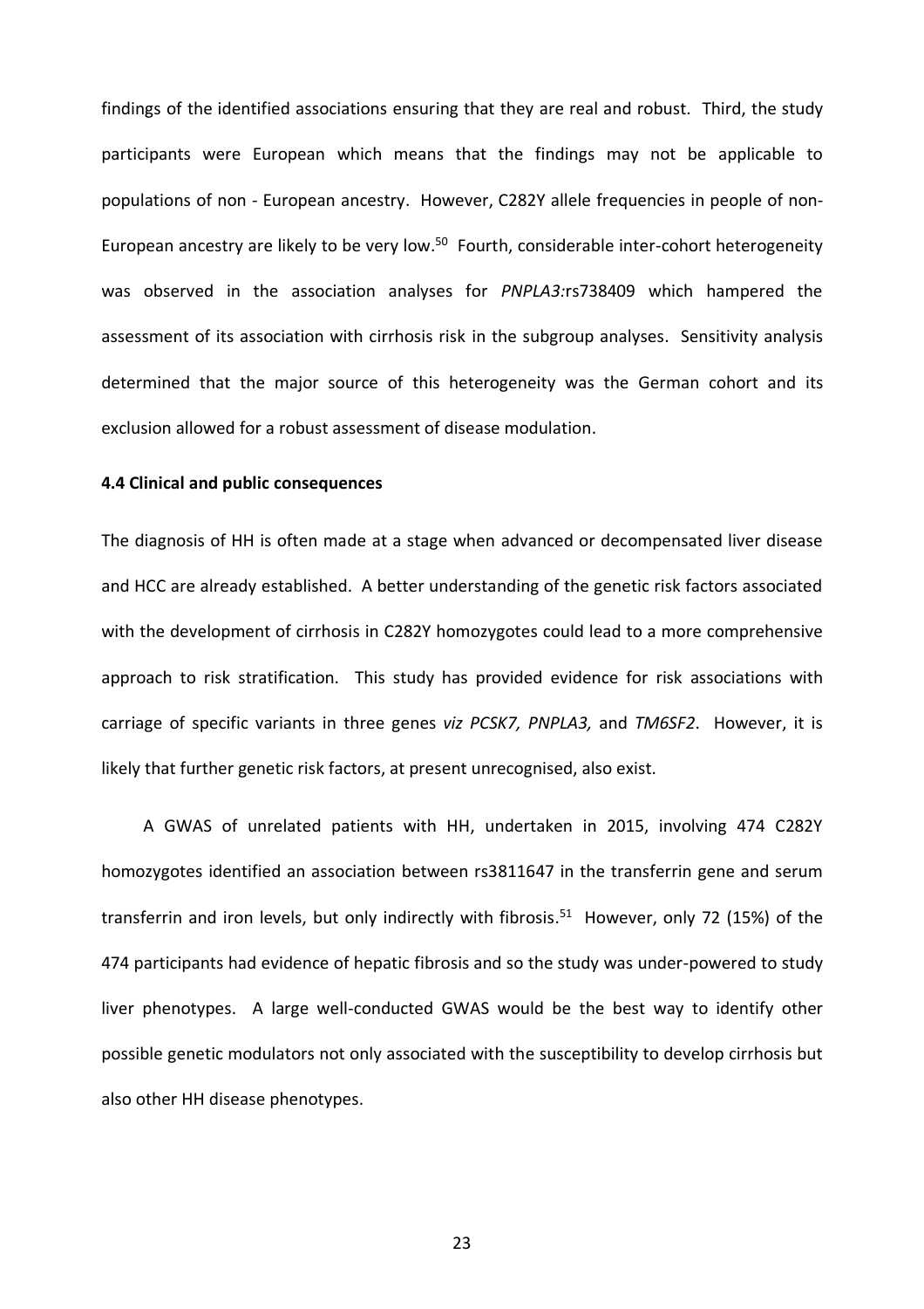findings of the identified associations ensuring that they are real and robust. Third, the study participants were European which means that the findings may not be applicable to populations of non - European ancestry. However, C282Y allele frequencies in people of non-European ancestry are likely to be very low.[50] Fourth, considerable inter-cohort heterogeneity was observed in the association analyses for *PNPLA3:*rs738409 which hampered the assessment of its association with cirrhosis risk in the subgroup analyses. Sensitivity analysis determined that the major source of this heterogeneity was the German cohort and its exclusion allowed for a robust assessment of disease modulation.

### 4.4 Clinical and public consequences

The diagnosis of HH is often made at a stage when advanced or decompensated liver disease and HCC are already established. A better understanding of the genetic risk factors associated with the development of cirrhosis in C282Y homozygotes could lead to a more comprehensive approach to risk stratification. This study has provided evidence for risk associations with carriage of specific variants in three genes *viz PCSK7, PNPLA3,* and *TM6SF2*. However, it is likely that further genetic risk factors, at present unrecognised, also exist.

A GWAS of unrelated patients with HH, undertaken in 2015, involving 474 C282Y homozygotes identified an association between rs3811647 in the transferrin gene and serum transferrin and iron levels, but only indirectly with fibrosis.[51] However, only 72 (15%) of the 474 participants had evidence of hepatic fibrosis and so the study was under-powered to study liver phenotypes. A large well-conducted GWAS would be the best way to identify other possible genetic modulators not only associated with the susceptibility to develop cirrhosis but also other HH disease phenotypes.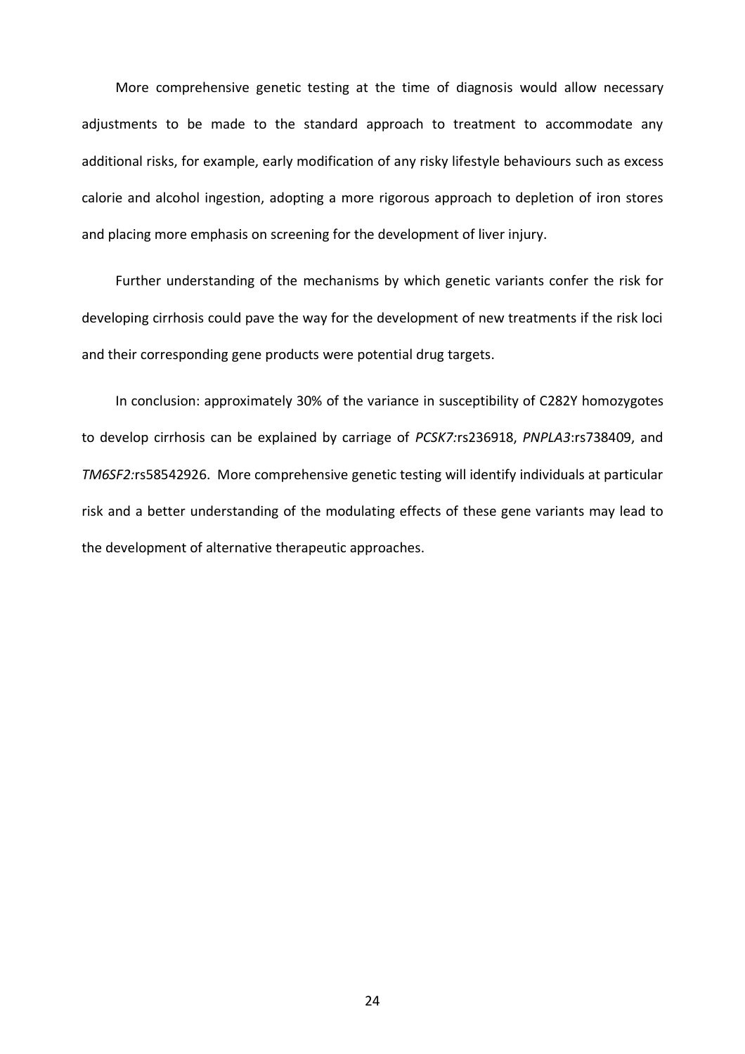More comprehensive genetic testing at the time of diagnosis would allow necessary adjustments to be made to the standard approach to treatment to accommodate any additional risks, for example, early modification of any risky lifestyle behaviours such as excess calorie and alcohol ingestion, adopting a more rigorous approach to depletion of iron stores and placing more emphasis on screening for the development of liver injury.

Further understanding of the mechanisms by which genetic variants confer the risk for developing cirrhosis could pave the way for the development of new treatments if the risk loci and their corresponding gene products were potential drug targets.

In conclusion: approximately 30% of the variance in susceptibility of C282Y homozygotes to develop cirrhosis can be explained by carriage of *PCSK7:*rs236918, *PNPLA3*:rs738409, and *TM6SF2:*rs58542926. More comprehensive genetic testing will identify individuals at particular risk and a better understanding of the modulating effects of these gene variants may lead to the development of alternative therapeutic approaches.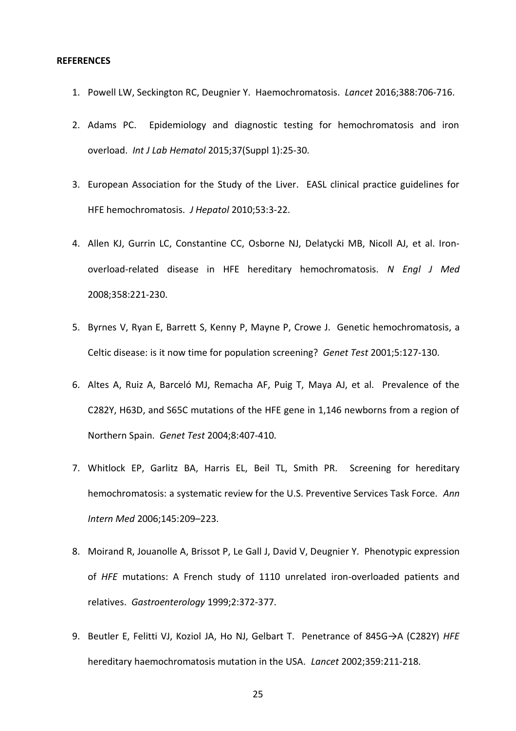**REFERENCES**

1. Powell LW, Seckington RC, Deugnier Y. Haemochromatosis. *Lancet* 2016;388:706-716.
2. Adams PC. Epidemiology and diagnostic testing for hemochromatosis and iron overload. *Int J Lab Hematol* 2015;37(Suppl 1):25-30.
3. European Association for the Study of the Liver. EASL clinical practice guidelines for HFE hemochromatosis. *J Hepatol* 2010;53:3-22.
4. Allen KJ, Gurrin LC, Constantine CC, Osborne NJ, Delatycki MB, Nicoll AJ, et al. Iron-overload-related disease in HFE hereditary hemochromatosis. *N Engl J Med* 2008;358:221-230.
5. Byrnes V, Ryan E, Barrett S, Kenny P, Mayne P, Crowe J. Genetic hemochromatosis, a Celtic disease: is it now time for population screening? *Genet Test* 2001;5:127-130.
6. Altes A, Ruiz A, Barceló MJ, Remacha AF, Puig T, Maya AJ, et al. Prevalence of the C282Y, H63D, and S65C mutations of the HFE gene in 1,146 newborns from a region of Northern Spain. *Genet Test* 2004;8:407-410.
7. Whitlock EP, Garlitz BA, Harris EL, Beil TL, Smith PR. Screening for hereditary hemochromatosis: a systematic review for the U.S. Preventive Services Task Force. *Ann Intern Med* 2006;145:209–223.
8. Moirand R, Jouanolle A, Brissot P, Le Gall J, David V, Deugnier Y. Phenotypic expression of *HFE* mutations: A French study of 1110 unrelated iron-overloaded patients and relatives. *Gastroenterology* 1999;2:372-377.
9. Beutler E, Felitti VJ, Koziol JA, Ho NJ, Gelbart T. Penetrance of 845G→A (C282Y) *HFE* hereditary haemochromatosis mutation in the USA. *Lancet* 2002;359:211-218.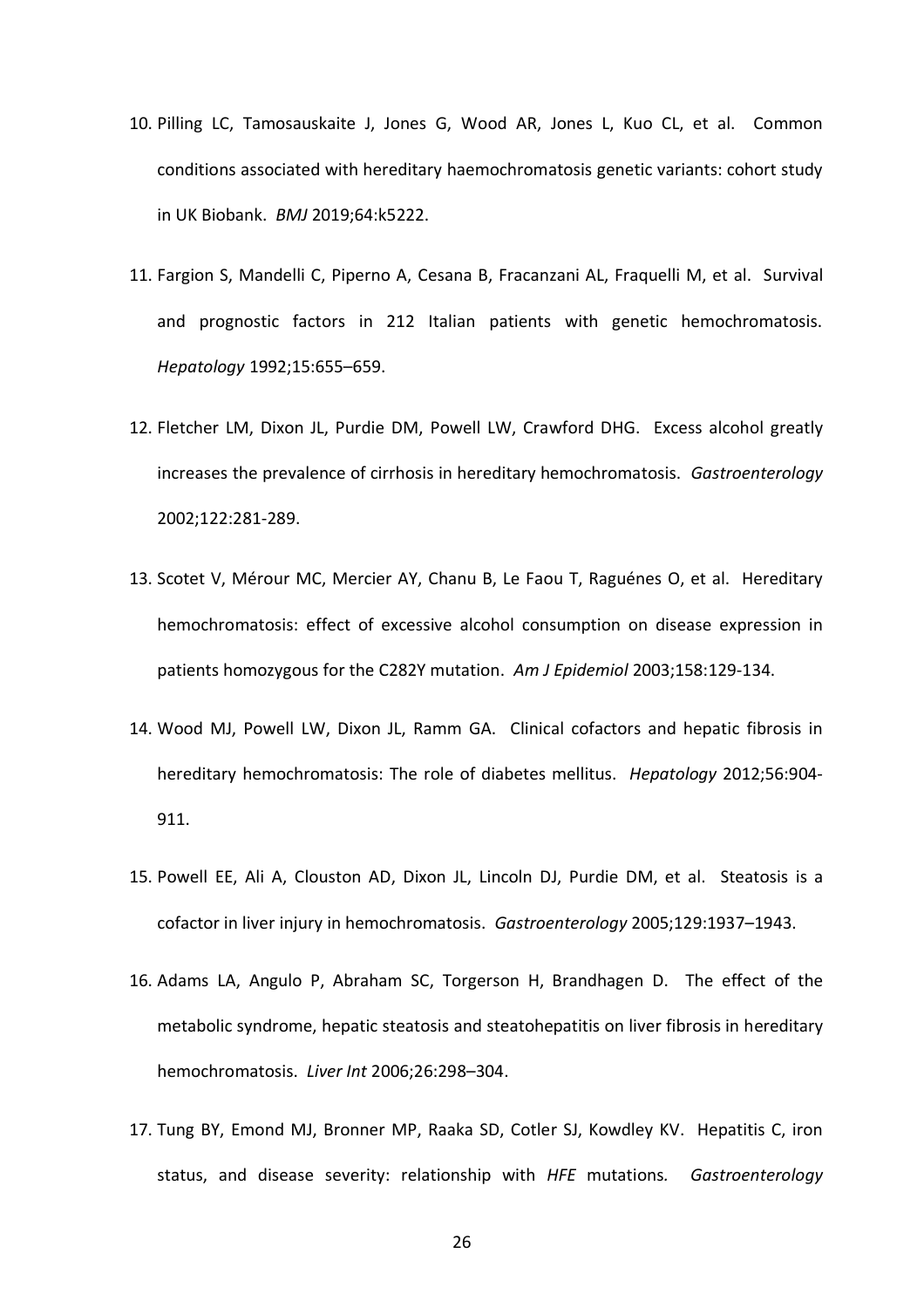10. Pilling LC, Tamosauskaite J, Jones G, Wood AR, Jones L, Kuo CL, et al. Common conditions associated with hereditary haemochromatosis genetic variants: cohort study in UK Biobank. *BMJ* 2019;64:k5222.

11. Fargion S, Mandelli C, Piperno A, Cesana B, Fracanzani AL, Fraquelli M, et al. Survival and prognostic factors in 212 Italian patients with genetic hemochromatosis. *Hepatology* 1992;15:655–659.

12. Fletcher LM, Dixon JL, Purdie DM, Powell LW, Crawford DHG. Excess alcohol greatly increases the prevalence of cirrhosis in hereditary hemochromatosis. *Gastroenterology* 2002;122:281-289.

13. Scotet V, Mérour MC, Mercier AY, Chanu B, Le Faou T, Raguénes O, et al. Hereditary hemochromatosis: effect of excessive alcohol consumption on disease expression in patients homozygous for the C282Y mutation. *Am J Epidemiol* 2003;158:129-134.

14. Wood MJ, Powell LW, Dixon JL, Ramm GA. Clinical cofactors and hepatic fibrosis in hereditary hemochromatosis: The role of diabetes mellitus. *Hepatology* 2012;56:904-911.

15. Powell EE, Ali A, Clouston AD, Dixon JL, Lincoln DJ, Purdie DM, et al. Steatosis is a cofactor in liver injury in hemochromatosis. *Gastroenterology* 2005;129:1937–1943.

16. Adams LA, Angulo P, Abraham SC, Torgerson H, Brandhagen D. The effect of the metabolic syndrome, hepatic steatosis and steatohepatitis on liver fibrosis in hereditary hemochromatosis. *Liver Int* 2006;26:298–304.

17. Tung BY, Emond MJ, Bronner MP, Raaka SD, Cotler SJ, Kowdley KV. Hepatitis C, iron status, and disease severity: relationship with *HFE* mutations. *Gastroenterology*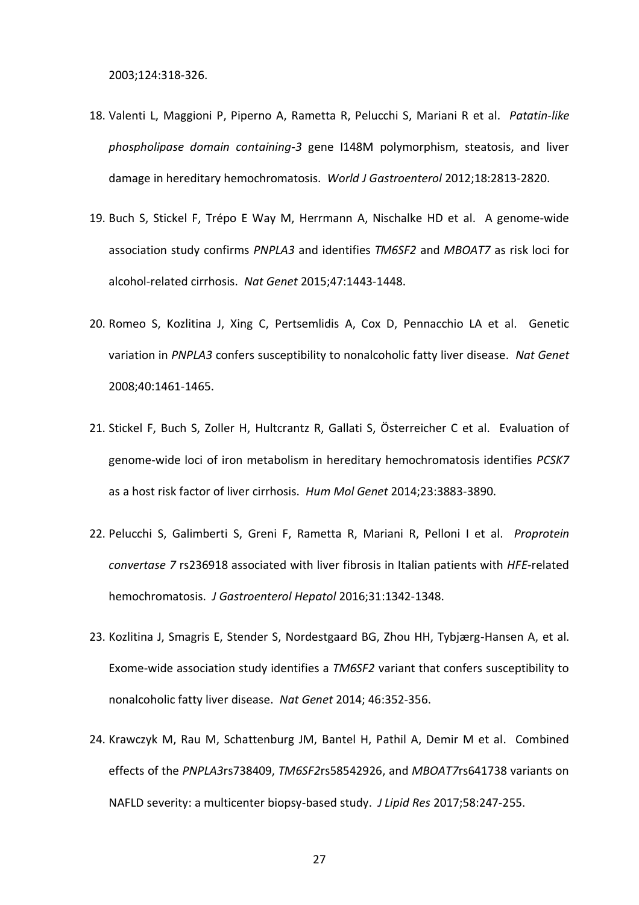2003;124:318-326.

18. Valenti L, Maggioni P, Piperno A, Rametta R, Pelucchi S, Mariani R et al. *Patatin-like phospholipase domain containing-3* gene I148M polymorphism, steatosis, and liver damage in hereditary hemochromatosis. *World J Gastroenterol* 2012;18:2813-2820.

19. Buch S, Stickel F, Trépo E Way M, Herrmann A, Nischalke HD et al. A genome-wide association study confirms *PNPLA3* and identifies *TM6SF2* and *MBOAT7* as risk loci for alcohol-related cirrhosis. *Nat Genet* 2015;47:1443-1448.

20. Romeo S, Kozlitina J, Xing C, Pertsemlidis A, Cox D, Pennacchio LA et al. Genetic variation in *PNPLA3* confers susceptibility to nonalcoholic fatty liver disease. *Nat Genet* 2008;40:1461-1465.

21. Stickel F, Buch S, Zoller H, Hultcrantz R, Gallati S, Österreicher C et al. Evaluation of genome-wide loci of iron metabolism in hereditary hemochromatosis identifies *PCSK7* as a host risk factor of liver cirrhosis. *Hum Mol Genet* 2014;23:3883-3890.

22. Pelucchi S, Galimberti S, Greni F, Rametta R, Mariani R, Pelloni I et al. *Proprotein convertase 7* rs236918 associated with liver fibrosis in Italian patients with *HFE*-related hemochromatosis. *J Gastroenterol Hepatol* 2016;31:1342-1348.

23. Kozlitina J, Smagris E, Stender S, Nordestgaard BG, Zhou HH, Tybjærg-Hansen A, et al. Exome-wide association study identifies a *TM6SF2* variant that confers susceptibility to nonalcoholic fatty liver disease. *Nat Genet* 2014; 46:352-356.

24. Krawczyk M, Rau M, Schattenburg JM, Bantel H, Pathil A, Demir M et al. Combined effects of the *PNPLA3*rs738409, *TM6SF2*rs58542926, and *MBOAT7*rs641738 variants on NAFLD severity: a multicenter biopsy-based study. *J Lipid Res* 2017;58:247-255.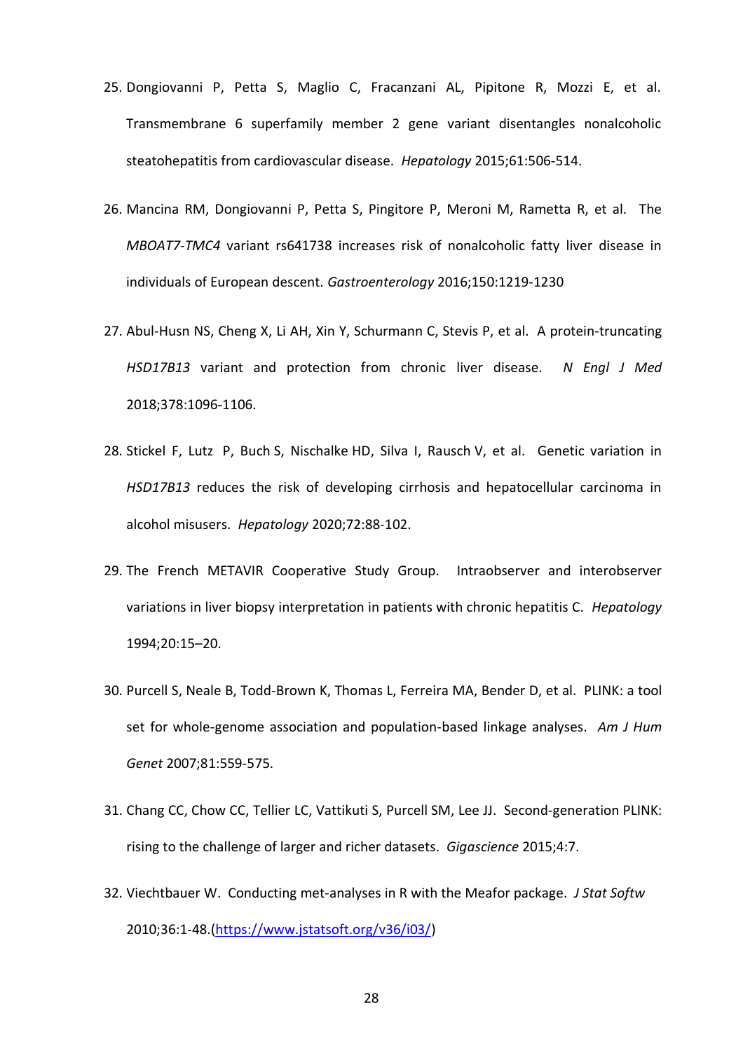25. Dongiovanni P, Petta S, Maglio C, Fracanzani AL, Pipitone R, Mozzi E, et al. Transmembrane 6 superfamily member 2 gene variant disentangles nonalcoholic steatohepatitis from cardiovascular disease. *Hepatology* 2015;61:506-514.

26. Mancina RM, Dongiovanni P, Petta S, Pingitore P, Meroni M, Rametta R, et al. The *MBOAT7-TMC4* variant rs641738 increases risk of nonalcoholic fatty liver disease in individuals of European descent. *Gastroenterology* 2016;150:1219-1230

27. Abul-Husn NS, Cheng X, Li AH, Xin Y, Schurmann C, Stevis P, et al. A protein-truncating *HSD17B13* variant and protection from chronic liver disease. *N Engl J Med* 2018;378:1096-1106.

28. Stickel F, Lutz P, Buch S, Nischalke HD, Silva I, Rausch V, et al. Genetic variation in *HSD17B13* reduces the risk of developing cirrhosis and hepatocellular carcinoma in alcohol misusers. *Hepatology* 2020;72:88-102.

29. The French METAVIR Cooperative Study Group. Intraobserver and interobserver variations in liver biopsy interpretation in patients with chronic hepatitis C. *Hepatology* 1994;20:15–20.

30. Purcell S, Neale B, Todd-Brown K, Thomas L, Ferreira MA, Bender D, et al. PLINK: a tool set for whole-genome association and population-based linkage analyses. *Am J Hum Genet* 2007;81:559-575.

31. Chang CC, Chow CC, Tellier LC, Vattikuti S, Purcell SM, Lee JJ. Second-generation PLINK: rising to the challenge of larger and richer datasets. *Gigascience* 2015;4:7.

32. Viechtbauer W. Conducting met-analyses in R with the Meafor package. *J Stat Softw* 2010;36:1-48.(https://www.jstatsoft.org/v36/i03/)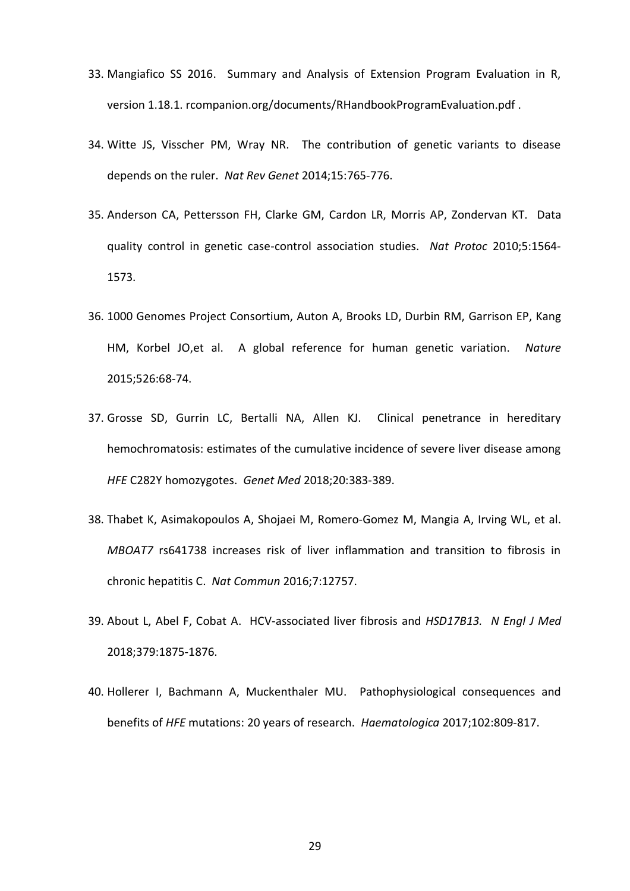33. Mangiafico SS 2016. Summary and Analysis of Extension Program Evaluation in R, version 1.18.1. rcompanion.org/documents/RHandbookProgramEvaluation.pdf .

34. Witte JS, Visscher PM, Wray NR. The contribution of genetic variants to disease depends on the ruler. *Nat Rev Genet* 2014;15:765-776.

35. Anderson CA, Pettersson FH, Clarke GM, Cardon LR, Morris AP, Zondervan KT. Data quality control in genetic case-control association studies. *Nat Protoc* 2010;5:1564-1573.

36. 1000 Genomes Project Consortium, Auton A, Brooks LD, Durbin RM, Garrison EP, Kang HM, Korbel JO,et al. A global reference for human genetic variation. *Nature* 2015;526:68-74.

37. Grosse SD, Gurrin LC, Bertalli NA, Allen KJ. Clinical penetrance in hereditary hemochromatosis: estimates of the cumulative incidence of severe liver disease among *HFE* C282Y homozygotes. *Genet Med* 2018;20:383-389.

38. Thabet K, Asimakopoulos A, Shojaei M, Romero-Gomez M, Mangia A, Irving WL, et al. *MBOAT7* rs641738 increases risk of liver inflammation and transition to fibrosis in chronic hepatitis C. *Nat Commun* 2016;7:12757.

39. About L, Abel F, Cobat A. HCV-associated liver fibrosis and *HSD17B13. N Engl J Med* 2018;379:1875-1876.

40. Hollerer I, Bachmann A, Muckenthaler MU. Pathophysiological consequences and benefits of *HFE* mutations: 20 years of research. *Haematologica* 2017;102:809-817.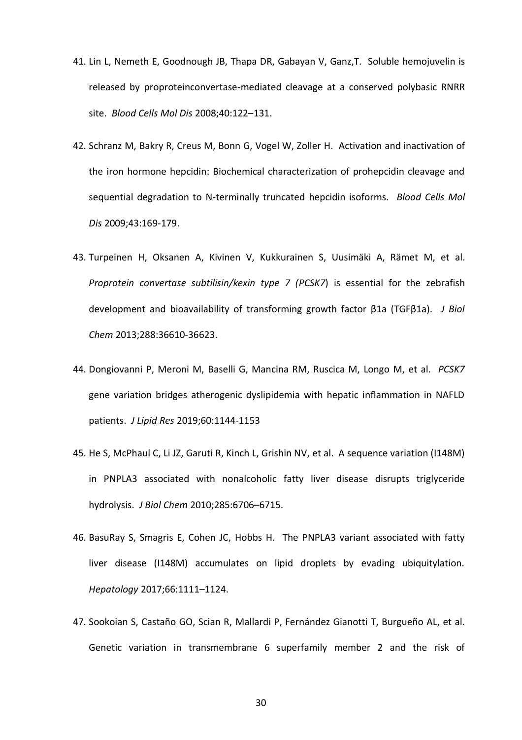41. Lin L, Nemeth E, Goodnough JB, Thapa DR, Gabayan V, Ganz,T. Soluble hemojuvelin is released by proproteinconvertase-mediated cleavage at a conserved polybasic RNRR site. *Blood Cells Mol Dis* 2008;40:122–131.

42. Schranz M, Bakry R, Creus M, Bonn G, Vogel W, Zoller H. Activation and inactivation of the iron hormone hepcidin: Biochemical characterization of prohepcidin cleavage and sequential degradation to N-terminally truncated hepcidin isoforms. *Blood Cells Mol Dis* 2009;43:169-179.

43. Turpeinen H, Oksanen A, Kivinen V, Kukkurainen S, Uusimäki A, Rämet M, et al. *Proprotein convertase subtilisin/kexin type 7 (PCSK7*) is essential for the zebrafish development and bioavailability of transforming growth factor β1a (TGFβ1a). *J Biol Chem* 2013;288:36610-36623.

44. Dongiovanni P, Meroni M, Baselli G, Mancina RM, Ruscica M, Longo M, et al. *PCSK7* gene variation bridges atherogenic dyslipidemia with hepatic inflammation in NAFLD patients. *J Lipid Res* 2019;60:1144-1153

45. He S, McPhaul C, Li JZ, Garuti R, Kinch L, Grishin NV, et al. A sequence variation (I148M) in PNPLA3 associated with nonalcoholic fatty liver disease disrupts triglyceride hydrolysis. *J Biol Chem* 2010;285:6706–6715.

46. BasuRay S, Smagris E, Cohen JC, Hobbs H. The PNPLA3 variant associated with fatty liver disease (I148M) accumulates on lipid droplets by evading ubiquitylation. *Hepatology* 2017;66:1111–1124.

47. Sookoian S, Castaño GO, Scian R, Mallardi P, Fernández Gianotti T, Burgueño AL, et al. Genetic variation in transmembrane 6 superfamily member 2 and the risk of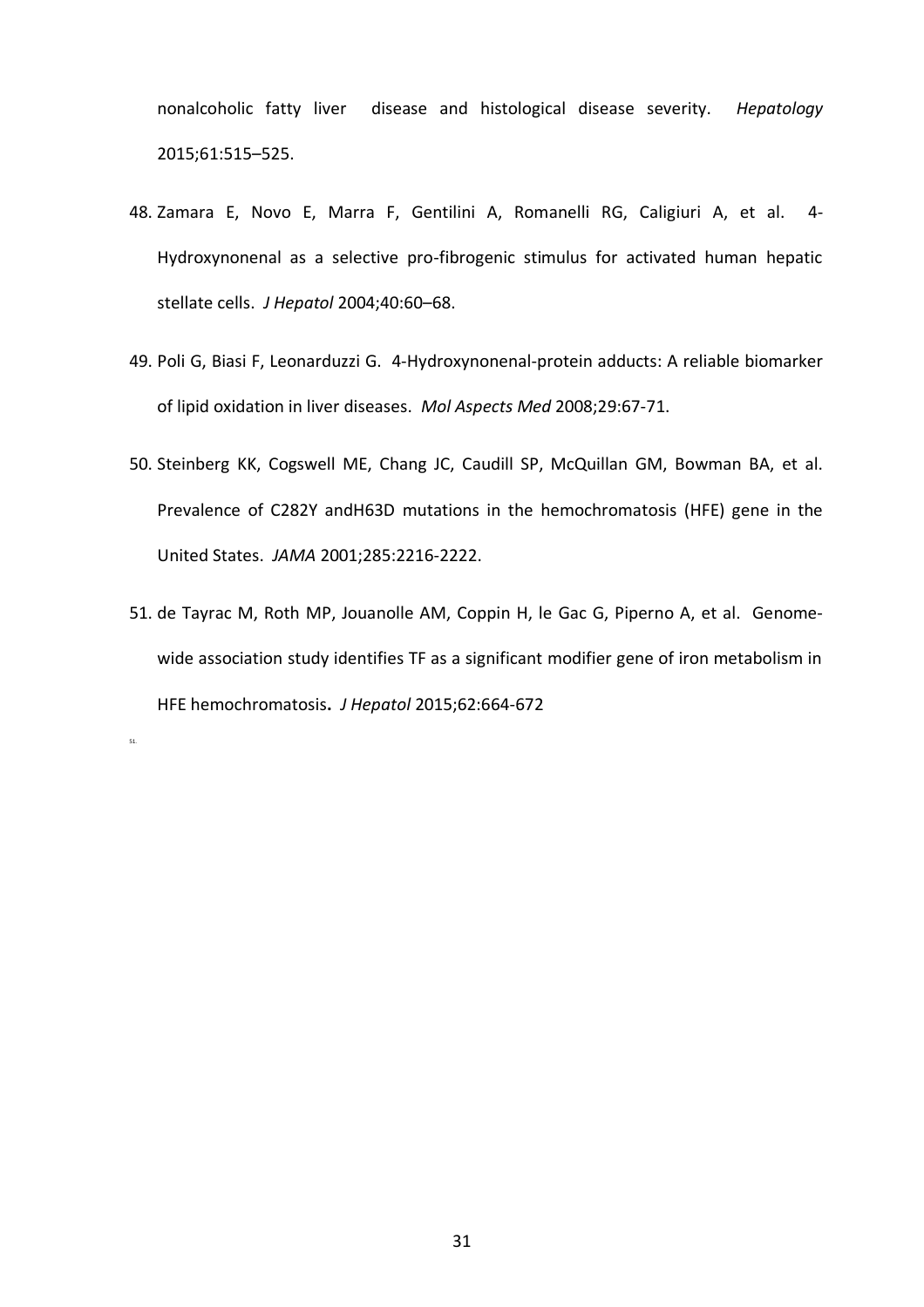nonalcoholic fatty liver disease and histological disease severity. *Hepatology* 2015;61:515–525.

48. Zamara E, Novo E, Marra F, Gentilini A, Romanelli RG, Caligiuri A, et al. 4-Hydroxynonenal as a selective pro-fibrogenic stimulus for activated human hepatic stellate cells. *J Hepatol* 2004;40:60–68.

49. Poli G, Biasi F, Leonarduzzi G. 4-Hydroxynonenal-protein adducts: A reliable biomarker of lipid oxidation in liver diseases. *Mol Aspects Med* 2008;29:67-71.

50. Steinberg KK, Cogswell ME, Chang JC, Caudill SP, McQuillan GM, Bowman BA, et al. Prevalence of C282Y andH63D mutations in the hemochromatosis (HFE) gene in the United States. *JAMA* 2001;285:2216-2222.

51. de Tayrac M, Roth MP, Jouanolle AM, Coppin H, le Gac G, Piperno A, et al. Genome-wide association study identifies TF as a significant modifier gene of iron metabolism in HFE hemochromatosis**.** *J Hepatol* 2015;62:664-672

51.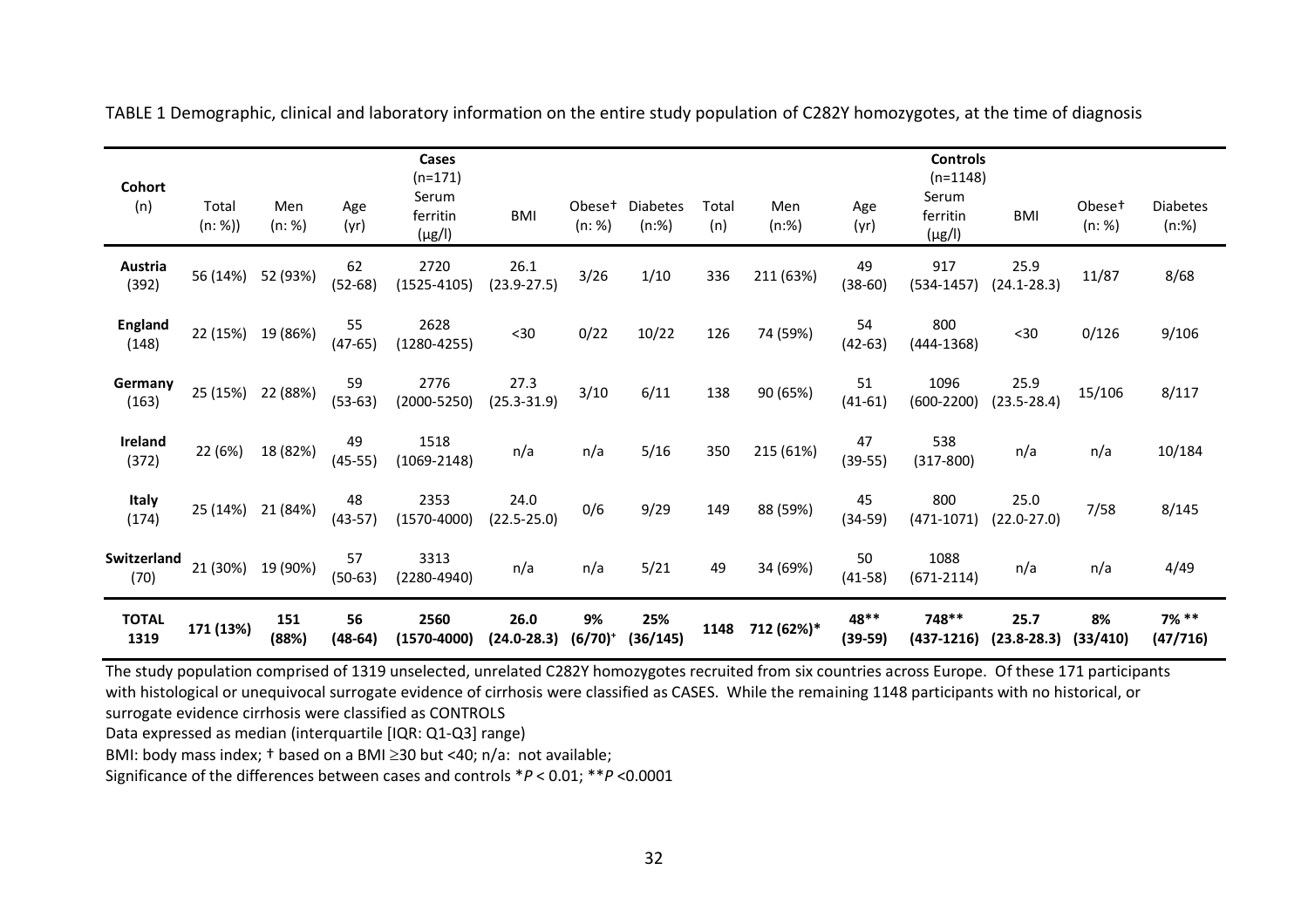TABLE 1 Demographic, clinical and laboratory information on the entire study population of C282Y homozygotes, at the time of diagnosis

| Cohort (n) | Cases (n=171) | | | | | | | Controls (n=1148) | | | | | | |
|---|---|---|---|---|---|---|---|---|---|---|---|---|---|---|
| | Total (n: %)) | Men (n: %) | Age (yr) | Serum ferritin (μg/l) | BMI | Obese† (n: %) | Diabetes (n:%) | Total (n) | Men (n:%) | Age (yr) | Serum ferritin (μg/l) | BMI | Obese† (n: %) | Diabetes (n:%) |
| **Austria** (392) | 56 (14%) | 52 (93%) | 62 (52-68) | 2720 (1525-4105) | 26.1 (23.9-27.5) | 3/26 | 1/10 | 336 | 211 (63%) | 49 (38-60) | 917 (534-1457) | 25.9 (24.1-28.3) | 11/87 | 8/68 |
| **England** (148) | 22 (15%) | 19 (86%) | 55 (47-65) | 2628 (1280-4255) | <30 | 0/22 | 10/22 | 126 | 74 (59%) | 54 (42-63) | 800 (444-1368) | <30 | 0/126 | 9/106 |
| **Germany** (163) | 25 (15%) | 22 (88%) | 59 (53-63) | 2776 (2000-5250) | 27.3 (25.3-31.9) | 3/10 | 6/11 | 138 | 90 (65%) | 51 (41-61) | 1096 (600-2200) | 25.9 (23.5-28.4) | 15/106 | 8/117 |
| **Ireland** (372) | 22 (6%) | 18 (82%) | 49 (45-55) | 1518 (1069-2148) | n/a | n/a | 5/16 | 350 | 215 (61%) | 47 (39-55) | 538 (317-800) | n/a | n/a | 10/184 |
| **Italy** (174) | 25 (14%) | 21 (84%) | 48 (43-57) | 2353 (1570-4000) | 24.0 (22.5-25.0) | 0/6 | 9/29 | 149 | 88 (59%) | 45 (34-59) | 800 (471-1071) | 25.0 (22.0-27.0) | 7/58 | 8/145 |
| **Switzerland** (70) | 21 (30%) | 19 (90%) | 57 (50-63) | 3313 (2280-4940) | n/a | n/a | 5/21 | 49 | 34 (69%) | 50 (41-58) | 1088 (671-2114) | n/a | n/a | 4/49 |
| **TOTAL 1319** | **171 (13%)** | **151 (88%)** | **56 (48-64)** | **2560 (1570-4000)** | **26.0 (24.0-28.3)** | **9% (6/70)⁺** | **25% (36/145)** | **1148** | **712 (62%)*** | **48** (39-59)** | **748** (437-1216)** | **25.7 (23.8-28.3)** | **8% (33/410)** | **7% ** (47/716)** |

The study population comprised of 1319 unselected, unrelated C282Y homozygotes recruited from six countries across Europe. Of these 171 participants with histological or unequivocal surrogate evidence of cirrhosis were classified as CASES. While the remaining 1148 participants with no historical, or surrogate evidence cirrhosis were classified as CONTROLS

Data expressed as median (interquartile [IQR: Q1-Q3] range)

BMI: body mass index; † based on a BMI ≥30 but <40; n/a: not available;

Significance of the differences between cases and controls *$P$ < 0.01; **$P$ <0.0001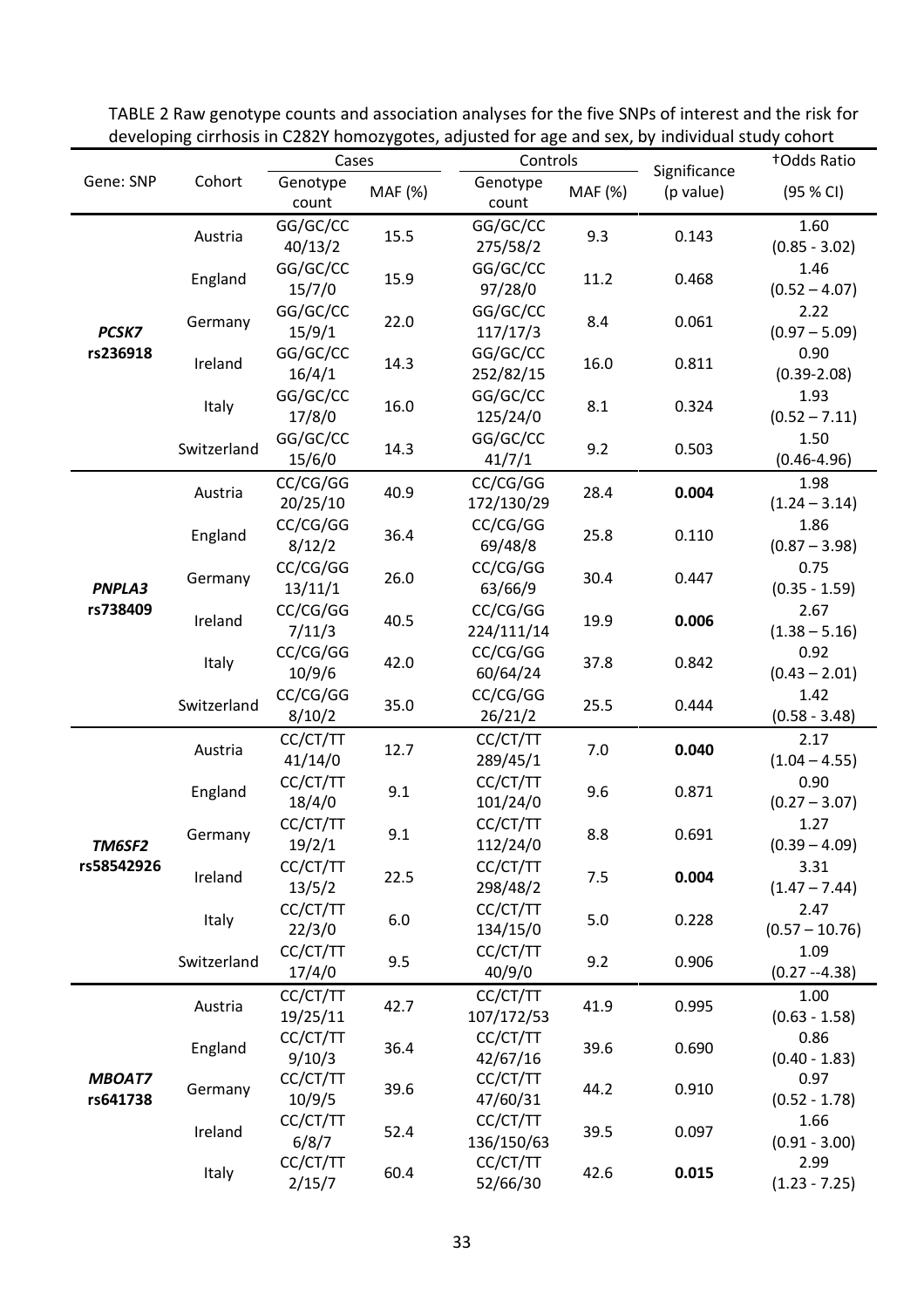TABLE 2 Raw genotype counts and association analyses for the five SNPs of interest and the risk for developing cirrhosis in C282Y homozygotes, adjusted for age and sex, by individual study cohort

| Gene: SNP | Cohort | Cases | | Controls | | Significance (p value) | †Odds Ratio (95 % CI) |
|---|---|---|---|---|---|---|---|
| | | Genotype count | MAF (%) | Genotype count | MAF (%) | | |
| ***PCSK7* rs236918** | Austria | GG/GC/CC 40/13/2 | 15.5 | GG/GC/CC 275/58/2 | 9.3 | 0.143 | 1.60 (0.85 - 3.02) |
| | England | GG/GC/CC 15/7/0 | 15.9 | GG/GC/CC 97/28/0 | 11.2 | 0.468 | 1.46 (0.52 – 4.07) |
| | Germany | GG/GC/CC 15/9/1 | 22.0 | GG/GC/CC 117/17/3 | 8.4 | 0.061 | 2.22 (0.97 – 5.09) |
| | Ireland | GG/GC/CC 16/4/1 | 14.3 | GG/GC/CC 252/82/15 | 16.0 | 0.811 | 0.90 (0.39-2.08) |
| | Italy | GG/GC/CC 17/8/0 | 16.0 | GG/GC/CC 125/24/0 | 8.1 | 0.324 | 1.93 (0.52 – 7.11) |
| | Switzerland | GG/GC/CC 15/6/0 | 14.3 | GG/GC/CC 41/7/1 | 9.2 | 0.503 | 1.50 (0.46-4.96) |
| ***PNPLA3* rs738409** | Austria | CC/CG/GG 20/25/10 | 40.9 | CC/CG/GG 172/130/29 | 28.4 | **0.004** | 1.98 (1.24 – 3.14) |
| | England | CC/CG/GG 8/12/2 | 36.4 | CC/CG/GG 69/48/8 | 25.8 | 0.110 | 1.86 (0.87 – 3.98) |
| | Germany | CC/CG/GG 13/11/1 | 26.0 | CC/CG/GG 63/66/9 | 30.4 | 0.447 | 0.75 (0.35 - 1.59) |
| | Ireland | CC/CG/GG 7/11/3 | 40.5 | CC/CG/GG 224/111/14 | 19.9 | **0.006** | 2.67 (1.38 – 5.16) |
| | Italy | CC/CG/GG 10/9/6 | 42.0 | CC/CG/GG 60/64/24 | 37.8 | 0.842 | 0.92 (0.43 – 2.01) |
| | Switzerland | CC/CG/GG 8/10/2 | 35.0 | CC/CG/GG 26/21/2 | 25.5 | 0.444 | 1.42 (0.58 - 3.48) |
| ***TM6SF2* rs58542926** | Austria | CC/CT/TT 41/14/0 | 12.7 | CC/CT/TT 289/45/1 | 7.0 | **0.040** | 2.17 (1.04 – 4.55) |
| | England | CC/CT/TT 18/4/0 | 9.1 | CC/CT/TT 101/24/0 | 9.6 | 0.871 | 0.90 (0.27 – 3.07) |
| | Germany | CC/CT/TT 19/2/1 | 9.1 | CC/CT/TT 112/24/0 | 8.8 | 0.691 | 1.27 (0.39 – 4.09) |
| | Ireland | CC/CT/TT 13/5/2 | 22.5 | CC/CT/TT 298/48/2 | 7.5 | **0.004** | 3.31 (1.47 – 7.44) |
| | Italy | CC/CT/TT 22/3/0 | 6.0 | CC/CT/TT 134/15/0 | 5.0 | 0.228 | 2.47 (0.57 – 10.76) |
| | Switzerland | CC/CT/TT 17/4/0 | 9.5 | CC/CT/TT 40/9/0 | 9.2 | 0.906 | 1.09 (0.27 --4.38) |
| ***MBOAT7* rs641738** | Austria | CC/CT/TT 19/25/11 | 42.7 | CC/CT/TT 107/172/53 | 41.9 | 0.995 | 1.00 (0.63 - 1.58) |
| | England | CC/CT/TT 9/10/3 | 36.4 | CC/CT/TT 42/67/16 | 39.6 | 0.690 | 0.86 (0.40 - 1.83) |
| | Germany | CC/CT/TT 10/9/5 | 39.6 | CC/CT/TT 47/60/31 | 44.2 | 0.910 | 0.97 (0.52 - 1.78) |
| | Ireland | CC/CT/TT 6/8/7 | 52.4 | CC/CT/TT 136/150/63 | 39.5 | 0.097 | 1.66 (0.91 - 3.00) |
| | Italy | CC/CT/TT 2/15/7 | 60.4 | CC/CT/TT 52/66/30 | 42.6 | **0.015** | 2.99 (1.23 - 7.25) |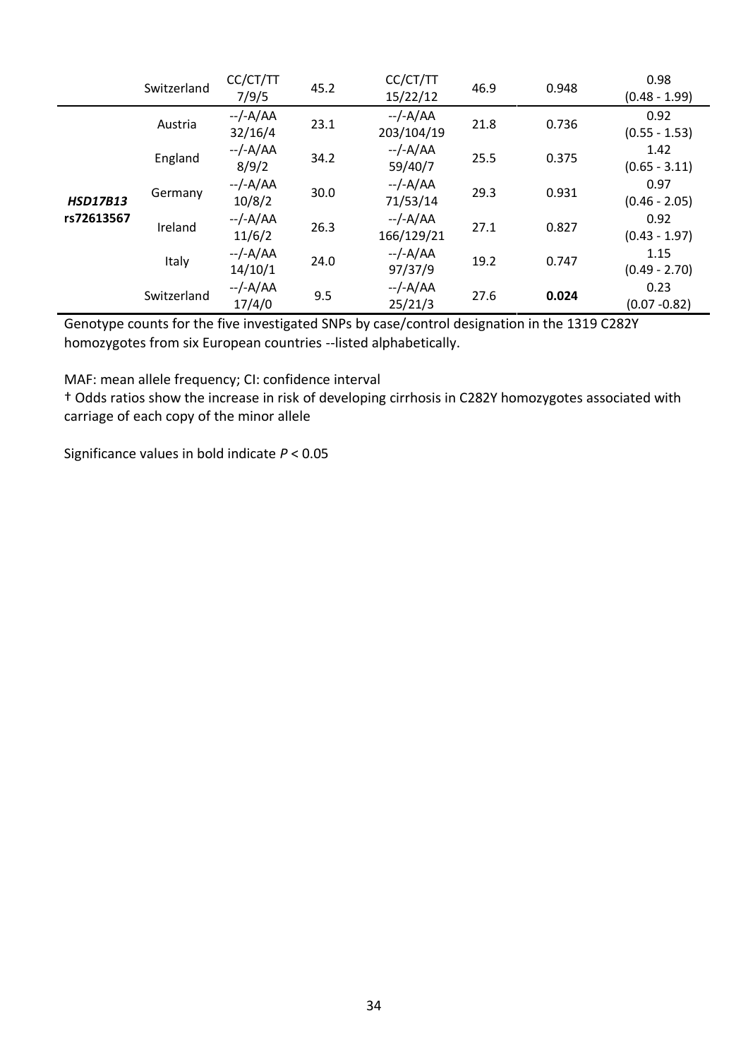| | | | | | | | |
|---|---|---|---|---|---|---|---|
| | Switzerland | CC/CT/TT 7/9/5 | 45.2 | CC/CT/TT 15/22/12 | 46.9 | 0.948 | 0.98 (0.48 - 1.99) |
| ***HSD17B13* rs72613567** | Austria | --/-A/AA 32/16/4 | 23.1 | --/-A/AA 203/104/19 | 21.8 | 0.736 | 0.92 (0.55 - 1.53) |
| | England | --/-A/AA 8/9/2 | 34.2 | --/-A/AA 59/40/7 | 25.5 | 0.375 | 1.42 (0.65 - 3.11) |
| | Germany | --/-A/AA 10/8/2 | 30.0 | --/-A/AA 71/53/14 | 29.3 | 0.931 | 0.97 (0.46 - 2.05) |
| | Ireland | --/-A/AA 11/6/2 | 26.3 | --/-A/AA 166/129/21 | 27.1 | 0.827 | 0.92 (0.43 - 1.97) |
| | Italy | --/-A/AA 14/10/1 | 24.0 | --/-A/AA 97/37/9 | 19.2 | 0.747 | 1.15 (0.49 - 2.70) |
| | Switzerland | --/-A/AA 17/4/0 | 9.5 | --/-A/AA 25/21/3 | 27.6 | **0.024** | 0.23 (0.07 -0.82) |

Genotype counts for the five investigated SNPs by case/control designation in the 1319 C282Y homozygotes from six European countries --listed alphabetically.

MAF: mean allele frequency; CI: confidence interval

† Odds ratios show the increase in risk of developing cirrhosis in C282Y homozygotes associated with carriage of each copy of the minor allele

Significance values in bold indicate $P < 0.05$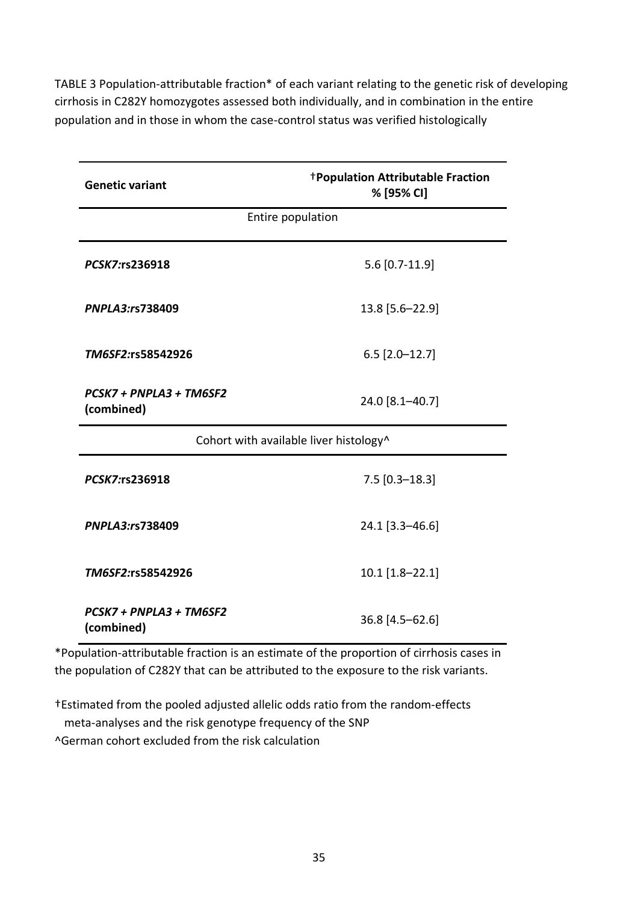TABLE 3 Population-attributable fraction* of each variant relating to the genetic risk of developing cirrhosis in C282Y homozygotes assessed both individually, and in combination in the entire population and in those in whom the case-control status was verified histologically

| **Genetic variant** | **†Population Attributable Fraction % [95% CI]** |
|---|---|
| Entire population | |
| ***PCSK7:*rs236918** | 5.6 [0.7-11.9] |
| ***PNPLA3:r*s738409** | 13.8 [5.6–22.9] |
| ***TM6SF2:*rs58542926** | 6.5 [2.0–12.7] |
| ***PCSK7 + PNPLA3 + TM6SF2* (combined)** | 24.0 [8.1–40.7] |
| Cohort with available liver histology^ | |
| ***PCSK7:*rs236918** | 7.5 [0.3–18.3] |
| ***PNPLA3:r*s738409** | 24.1 [3.3–46.6] |
| ***TM6SF2:*rs58542926** | 10.1 [1.8–22.1] |
| ***PCSK7 + PNPLA3 + TM6SF2* (combined)** | 36.8 [4.5–62.6] |

*Population-attributable fraction is an estimate of the proportion of cirrhosis cases in the population of C282Y that can be attributed to the exposure to the risk variants.

†Estimated from the pooled adjusted allelic odds ratio from the random-effects meta-analyses and the risk genotype frequency of the SNP

^German cohort excluded from the risk calculation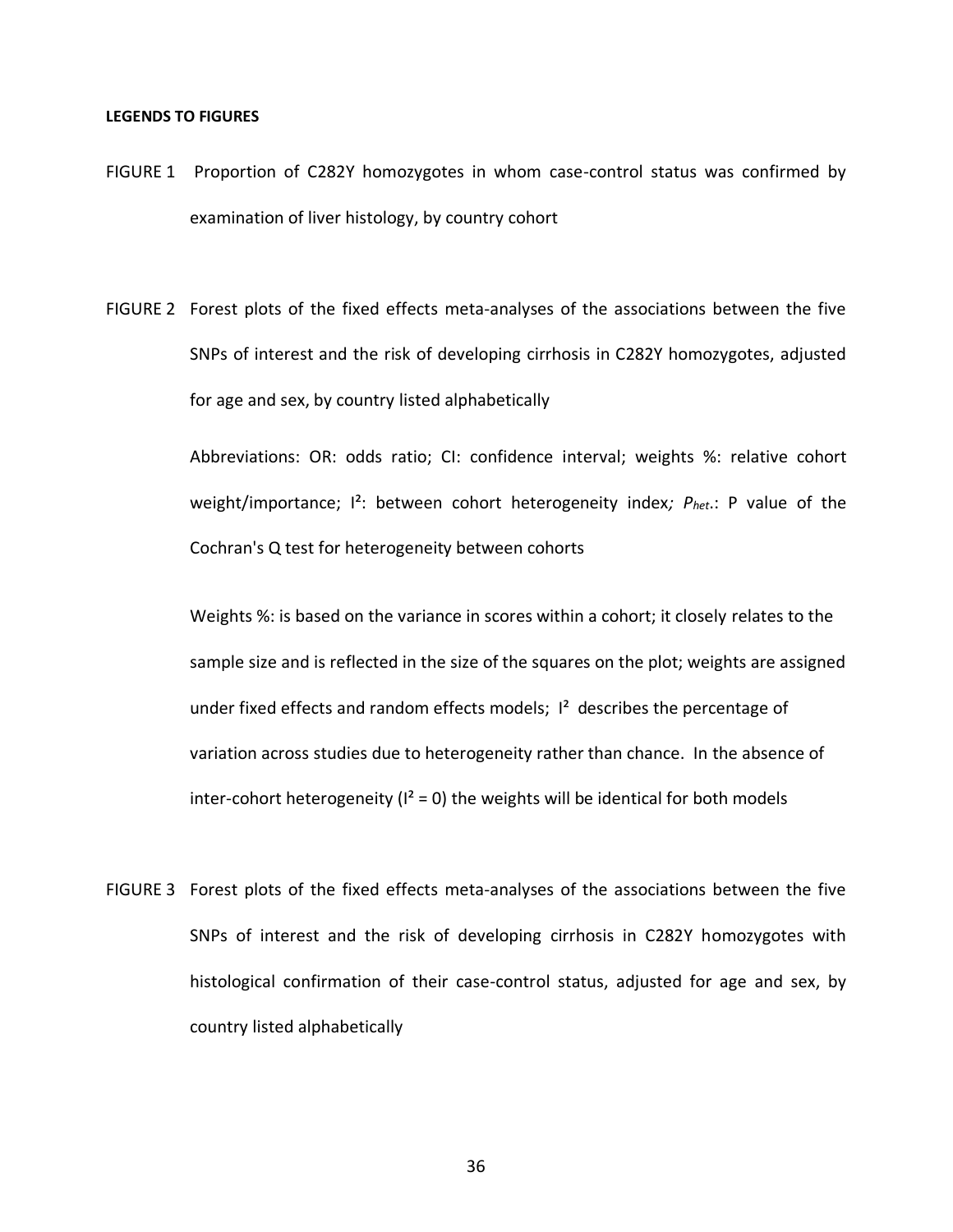**LEGENDS TO FIGURES**

FIGURE 1 Proportion of C282Y homozygotes in whom case-control status was confirmed by examination of liver histology, by country cohort

FIGURE 2 Forest plots of the fixed effects meta-analyses of the associations between the five SNPs of interest and the risk of developing cirrhosis in C282Y homozygotes, adjusted for age and sex, by country listed alphabetically

Abbreviations: OR: odds ratio; CI: confidence interval; weights %: relative cohort weight/importance; $I^2$: between cohort heterogeneity index*;* $P_{het}$.: P value of the Cochran's Q test for heterogeneity between cohorts

Weights %: is based on the variance in scores within a cohort; it closely relates to the sample size and is reflected in the size of the squares on the plot; weights are assigned under fixed effects and random effects models; $I^2$ describes the percentage of variation across studies due to heterogeneity rather than chance. In the absence of inter-cohort heterogeneity ($I^2 = 0$) the weights will be identical for both models

FIGURE 3 Forest plots of the fixed effects meta-analyses of the associations between the five SNPs of interest and the risk of developing cirrhosis in C282Y homozygotes with histological confirmation of their case-control status, adjusted for age and sex, by country listed alphabetically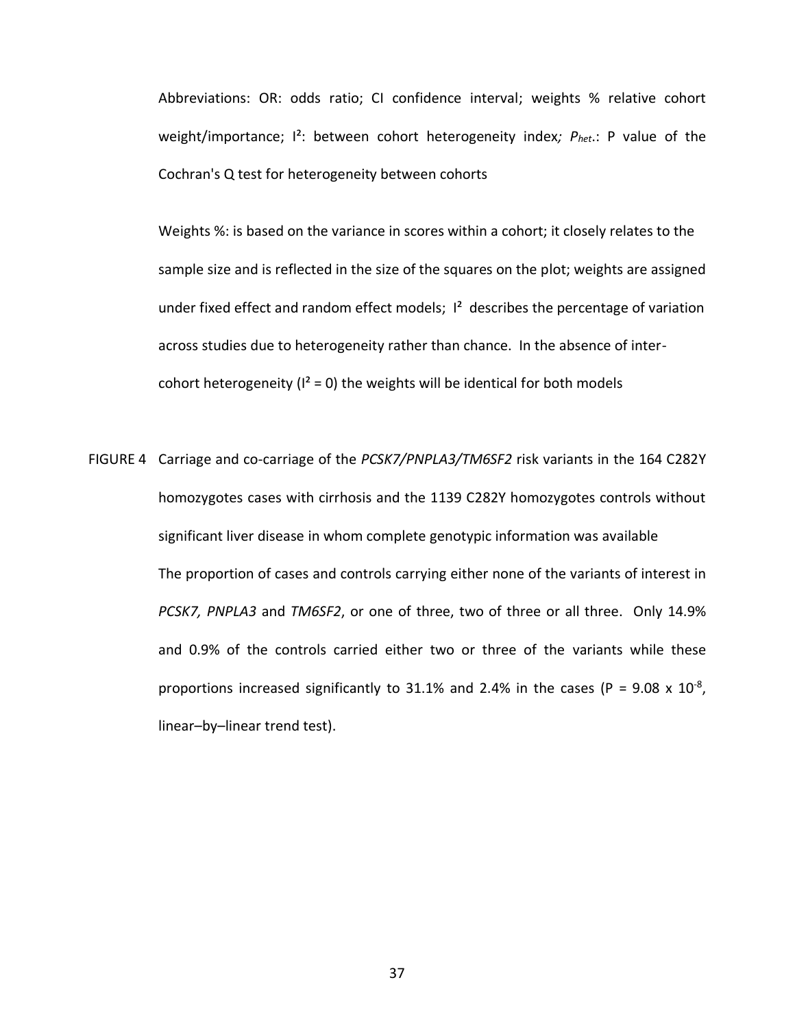Abbreviations: OR: odds ratio; CI confidence interval; weights % relative cohort weight/importance; $I^2$: between cohort heterogeneity index*;* $P_{het}$.: P value of the Cochran's Q test for heterogeneity between cohorts

Weights %: is based on the variance in scores within a cohort; it closely relates to the sample size and is reflected in the size of the squares on the plot; weights are assigned under fixed effect and random effect models; $I^2$ describes the percentage of variation across studies due to heterogeneity rather than chance. In the absence of inter-cohort heterogeneity ($I^2 = 0$) the weights will be identical for both models

FIGURE 4 Carriage and co-carriage of the *PCSK7/PNPLA3/TM6SF2* risk variants in the 164 C282Y homozygotes cases with cirrhosis and the 1139 C282Y homozygotes controls without significant liver disease in whom complete genotypic information was available

The proportion of cases and controls carrying either none of the variants of interest in *PCSK7, PNPLA3* and *TM6SF2*, or one of three, two of three or all three. Only 14.9% and 0.9% of the controls carried either two or three of the variants while these proportions increased significantly to 31.1% and 2.4% in the cases ($P = 9.08 \times 10^{-8}$, linear–by–linear trend test).